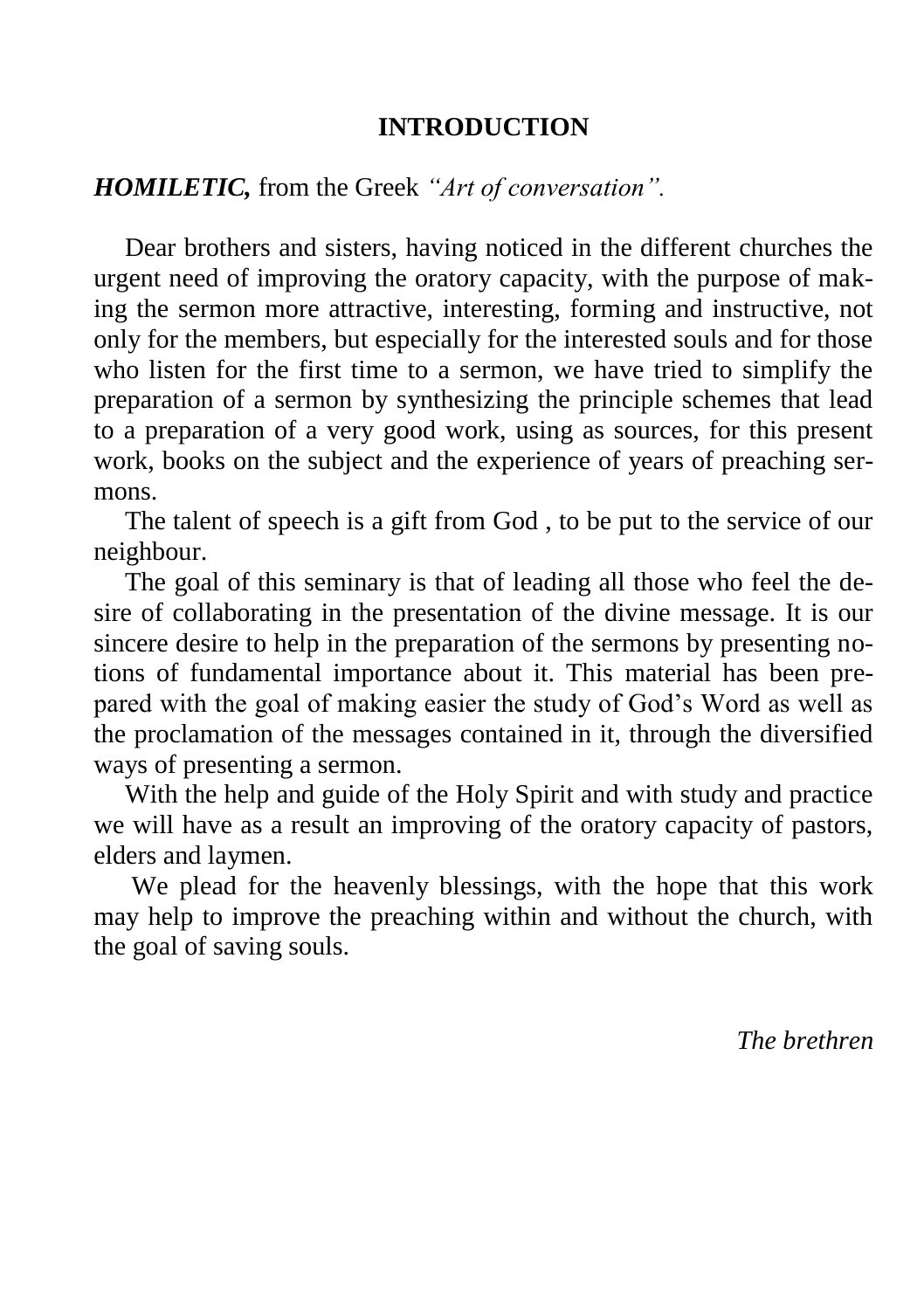# INTRODUCTION

***HOMILETIC,*** from the Greek *"Art of conversation".*

Dear brothers and sisters, having noticed in the different churches the urgent need of improving the oratory capacity, with the purpose of making the sermon more attractive, interesting, forming and instructive, not only for the members, but especially for the interested souls and for those who listen for the first time to a sermon, we have tried to simplify the preparation of a sermon by synthesizing the principle schemes that lead to a preparation of a very good work, using as sources, for this present work, books on the subject and the experience of years of preaching sermons.

The talent of speech is a gift from God , to be put to the service of our neighbour.

The goal of this seminary is that of leading all those who feel the desire of collaborating in the presentation of the divine message. It is our sincere desire to help in the preparation of the sermons by presenting notions of fundamental importance about it. This material has been prepared with the goal of making easier the study of God's Word as well as the proclamation of the messages contained in it, through the diversified ways of presenting a sermon.

With the help and guide of the Holy Spirit and with study and practice we will have as a result an improving of the oratory capacity of pastors, elders and laymen.

We plead for the heavenly blessings, with the hope that this work may help to improve the preaching within and without the church, with the goal of saving souls.

*The brethren*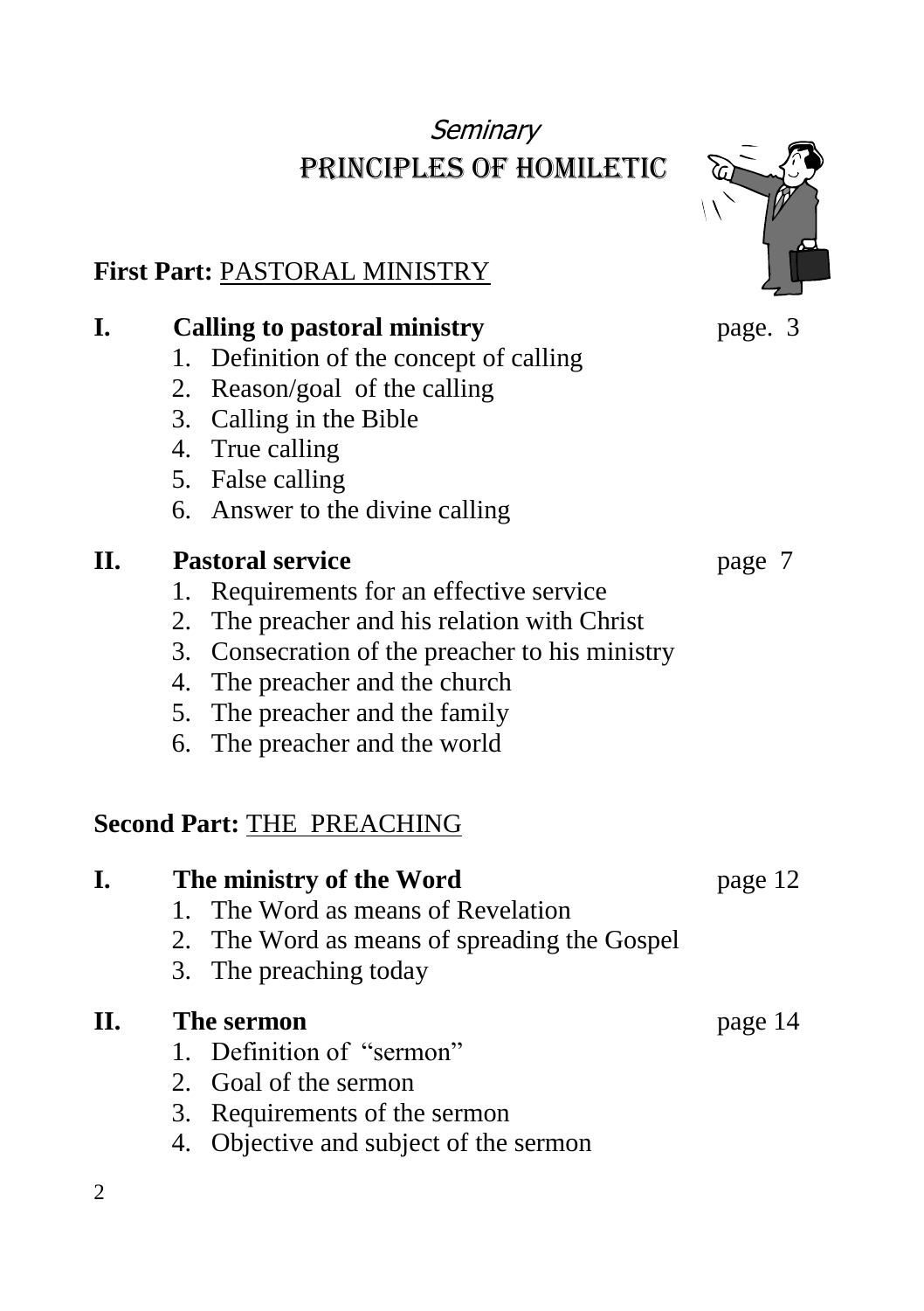*Seminary*

# PRINCIPLES OF HOMILETIC

## First Part: PASTORAL MINISTRY

**I. Calling to pastoral ministry** page. 3

1. Definition of the concept of calling
2. Reason/goal of the calling
3. Calling in the Bible
4. True calling
5. False calling
6. Answer to the divine calling

**II. Pastoral service** page 7

1. Requirements for an effective service
2. The preacher and his relation with Christ
3. Consecration of the preacher to his ministry
4. The preacher and the church
5. The preacher and the family
6. The preacher and the world

## Second Part: THE PREACHING

**I. The ministry of the Word** page 12

1. The Word as means of Revelation
2. The Word as means of spreading the Gospel
3. The preaching today

**II. The sermon** page 14

1. Definition of "sermon"
2. Goal of the sermon
3. Requirements of the sermon
4. Objective and subject of the sermon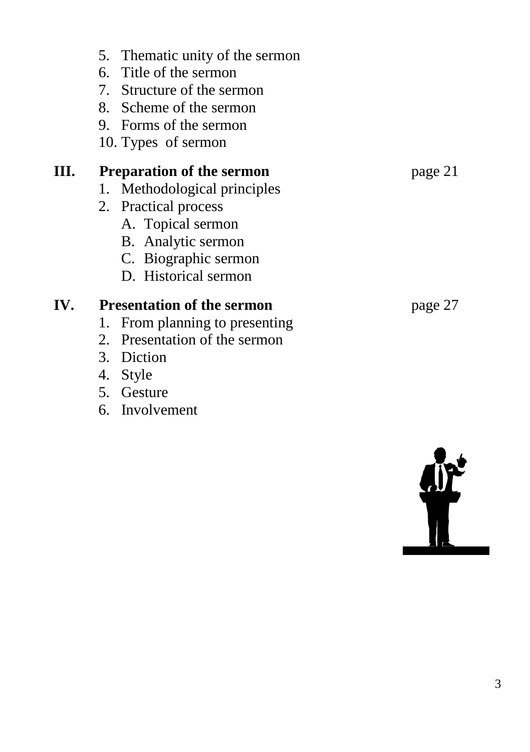5. Thematic unity of the sermon
6. Title of the sermon
7. Structure of the sermon
8. Scheme of the sermon
9. Forms of the sermon
10. Types of sermon

**III. Preparation of the sermon** page 21

1. Methodological principles
2. Practical process
   - A. Topical sermon
   - B. Analytic sermon
   - C. Biographic sermon
   - D. Historical sermon

**IV. Presentation of the sermon** page 27

1. From planning to presenting
2. Presentation of the sermon
3. Diction
4. Style
5. Gesture
6. Involvement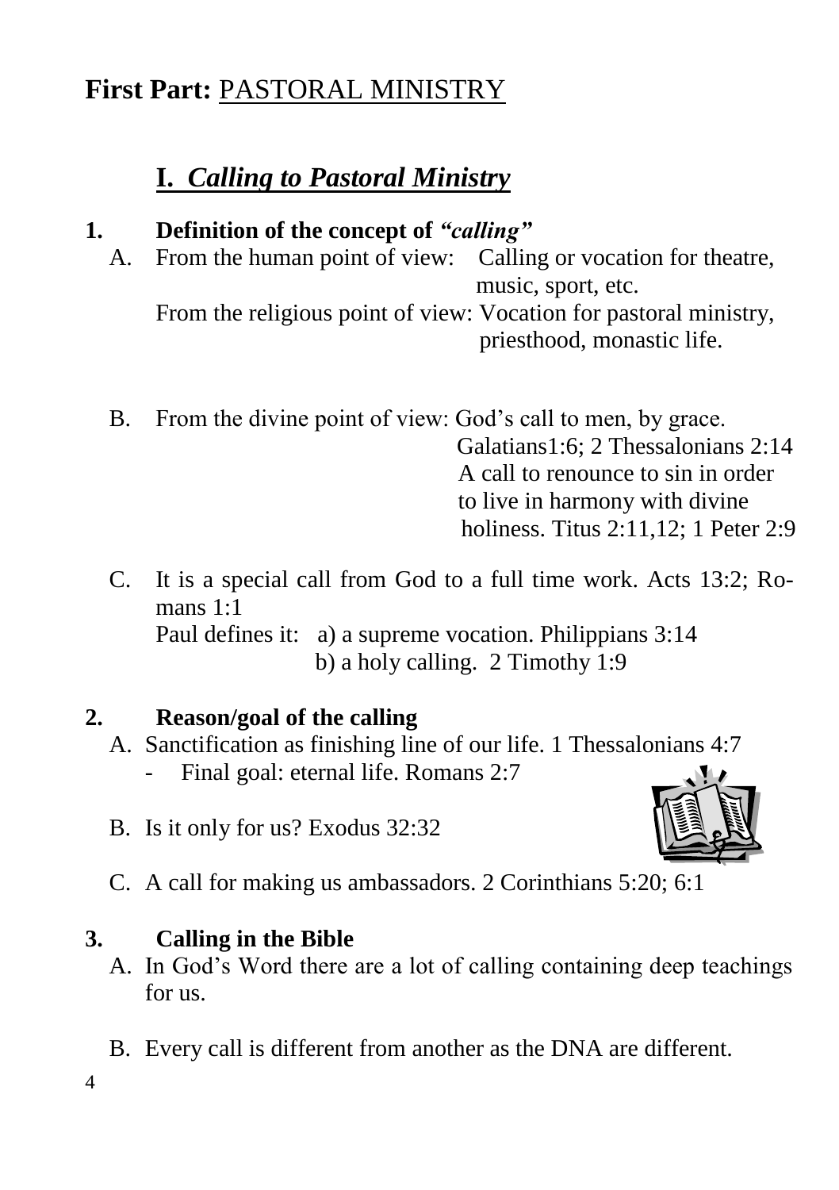## **First Part:** PASTORAL MINISTRY

### **I.** ***Calling to Pastoral Ministry***

**1. Definition of the concept of *"calling"***

A. From the human point of view: Calling or vocation for theatre, music, sport, etc.

From the religious point of view: Vocation for pastoral ministry, priesthood, monastic life.

B. From the divine point of view: God's call to men, by grace. Galatians1:6; 2 Thessalonians 2:14
A call to renounce to sin in order to live in harmony with divine holiness. Titus 2:11,12; 1 Peter 2:9

C. It is a special call from God to a full time work. Acts 13:2; Romans 1:1

Paul defines it: a) a supreme vocation. Philippians 3:14
b) a holy calling. 2 Timothy 1:9

**2. Reason/goal of the calling**

A. Sanctification as finishing line of our life. 1 Thessalonians 4:7
- Final goal: eternal life. Romans 2:7

B. Is it only for us? Exodus 32:32

C. A call for making us ambassadors. 2 Corinthians 5:20; 6:1

**3. Calling in the Bible**

A. In God's Word there are a lot of calling containing deep teachings for us.

B. Every call is different from another as the DNA are different.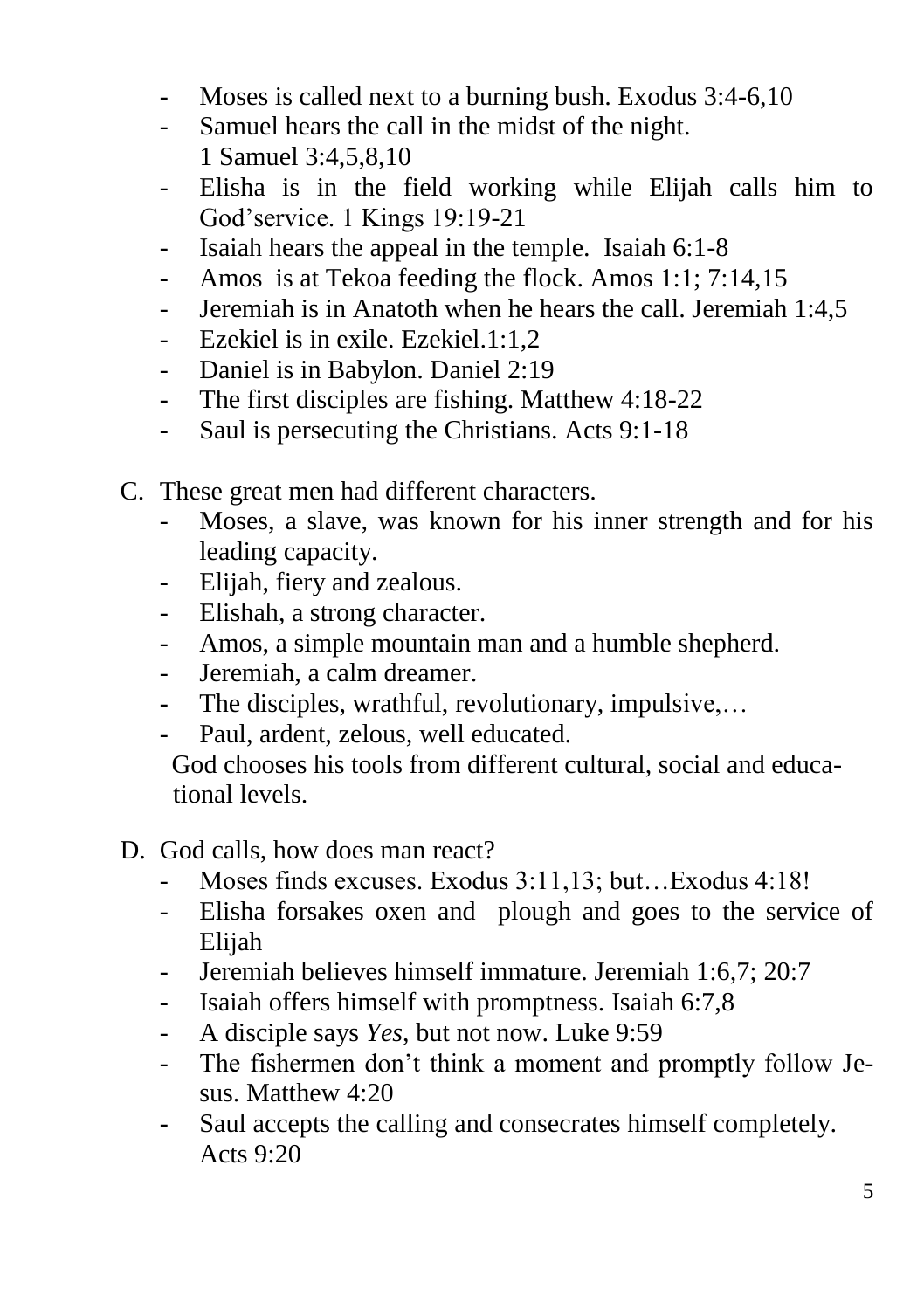- Moses is called next to a burning bush. Exodus 3:4-6,10
- Samuel hears the call in the midst of the night. 1 Samuel 3:4,5,8,10
- Elisha is in the field working while Elijah calls him to God'service. 1 Kings 19:19-21
- Isaiah hears the appeal in the temple. Isaiah 6:1-8
- Amos is at Tekoa feeding the flock. Amos 1:1; 7:14,15
- Jeremiah is in Anatoth when he hears the call. Jeremiah 1:4,5
- Ezekiel is in exile. Ezekiel.1:1,2
- Daniel is in Babylon. Daniel 2:19
- The first disciples are fishing. Matthew 4:18-22
- Saul is persecuting the Christians. Acts 9:1-18

C. These great men had different characters.
   - Moses, a slave, was known for his inner strength and for his leading capacity.
   - Elijah, fiery and zealous.
   - Elishah, a strong character.
   - Amos, a simple mountain man and a humble shepherd.
   - Jeremiah, a calm dreamer.
   - The disciples, wrathful, revolutionary, impulsive,…
   - Paul, ardent, zelous, well educated.

   God chooses his tools from different cultural, social and educational levels.

D. God calls, how does man react?
   - Moses finds excuses. Exodus 3:11,13; but…Exodus 4:18!
   - Elisha forsakes oxen and plough and goes to the service of Elijah
   - Jeremiah believes himself immature. Jeremiah 1:6,7; 20:7
   - Isaiah offers himself with promptness. Isaiah 6:7,8
   - A disciple says *Yes*, but not now. Luke 9:59
   - The fishermen don't think a moment and promptly follow Jesus. Matthew 4:20
   - Saul accepts the calling and consecrates himself completely. Acts 9:20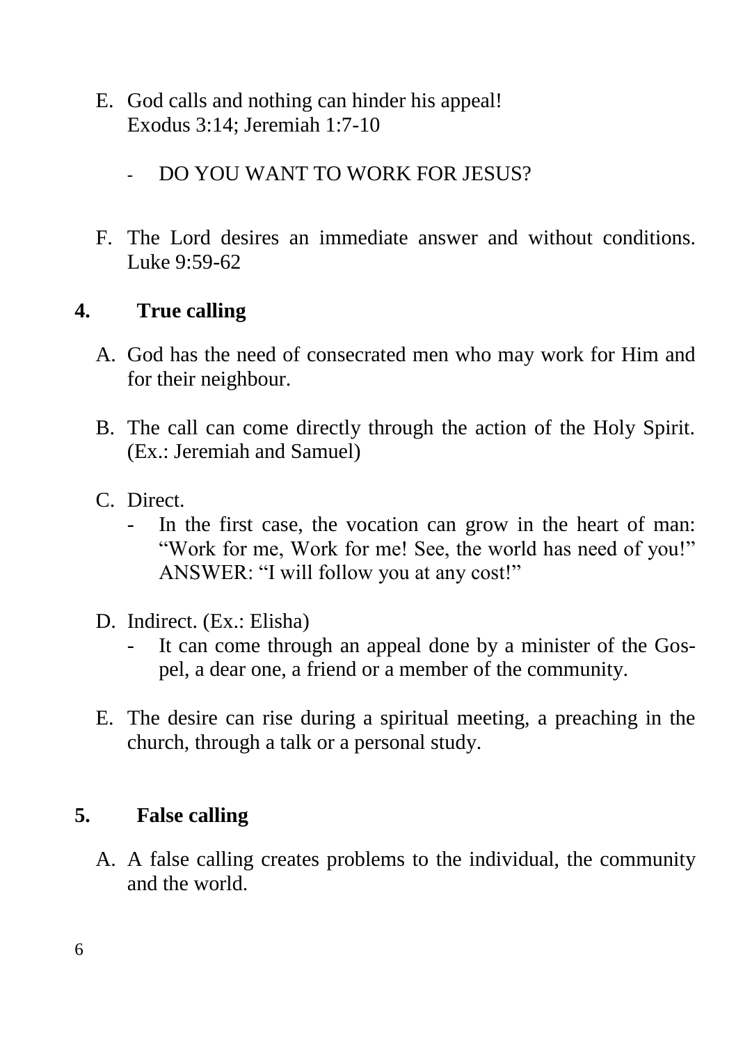E. God calls and nothing can hinder his appeal!
Exodus 3:14; Jeremiah 1:7-10

- DO YOU WANT TO WORK FOR JESUS?

F. The Lord desires an immediate answer and without conditions. Luke 9:59-62

## 4. True calling

A. God has the need of consecrated men who may work for Him and for their neighbour.

B. The call can come directly through the action of the Holy Spirit. (Ex.: Jeremiah and Samuel)

C. Direct.
   - In the first case, the vocation can grow in the heart of man: "Work for me, Work for me! See, the world has need of you!" ANSWER: "I will follow you at any cost!"

D. Indirect. (Ex.: Elisha)
   - It can come through an appeal done by a minister of the Gospel, a dear one, a friend or a member of the community.

E. The desire can rise during a spiritual meeting, a preaching in the church, through a talk or a personal study.

## 5. False calling

A. A false calling creates problems to the individual, the community and the world.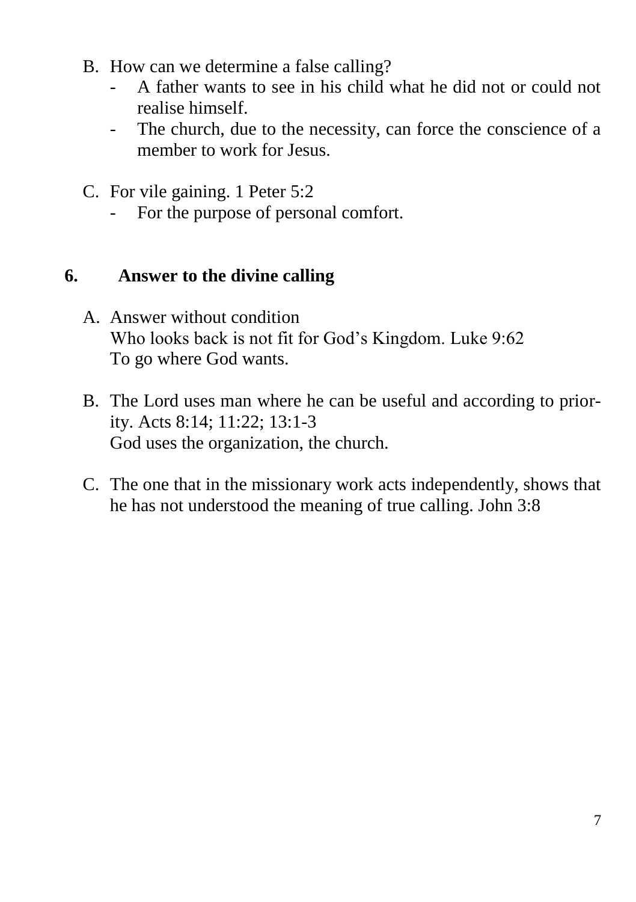B. How can we determine a false calling?
   - A father wants to see in his child what he did not or could not realise himself.
   - The church, due to the necessity, can force the conscience of a member to work for Jesus.

C. For vile gaining. 1 Peter 5:2
   - For the purpose of personal comfort.

## 6. Answer to the divine calling

A. Answer without condition
   Who looks back is not fit for God's Kingdom. Luke 9:62
   To go where God wants.

B. The Lord uses man where he can be useful and according to priority. Acts 8:14; 11:22; 13:1-3
   God uses the organization, the church.

C. The one that in the missionary work acts independently, shows that he has not understood the meaning of true calling. John 3:8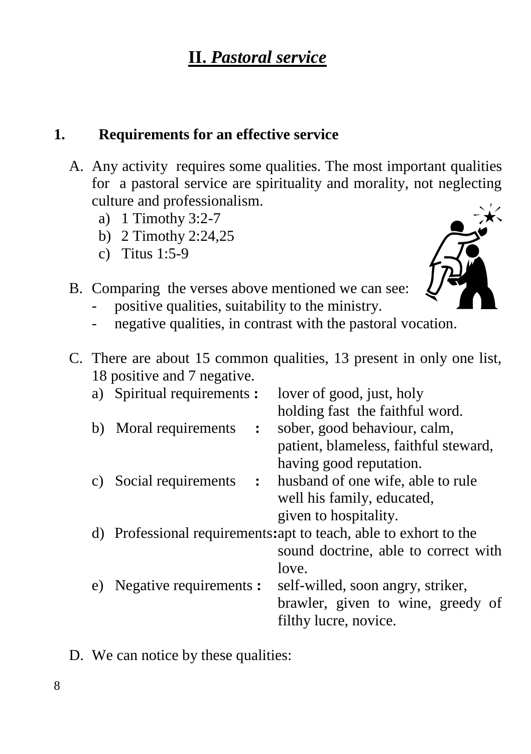# II. *Pastoral service*

## 1. Requirements for an effective service

A. Any activity requires some qualities. The most important qualities for a pastoral service are spirituality and morality, not neglecting culture and professionalism.

   a) 1 Timothy 3:2-7
   b) 2 Timothy 2:24,25
   c) Titus 1:5-9

B. Comparing the verses above mentioned we can see:

   - positive qualities, suitability to the ministry.
   - negative qualities, in contrast with the pastoral vocation.

C. There are about 15 common qualities, 13 present in only one list, 18 positive and 7 negative.

   a) Spiritual requirements : lover of good, just, holy holding fast the faithful word.
   b) Moral requirements : sober, good behaviour, calm, patient, blameless, faithful steward, having good reputation.
   c) Social requirements : husband of one wife, able to rule well his family, educated, given to hospitality.
   d) Professional requirements: apt to teach, able to exhort to the sound doctrine, able to correct with love.
   e) Negative requirements : self-willed, soon angry, striker, brawler, given to wine, greedy of filthy lucre, novice.

D. We can notice by these qualities: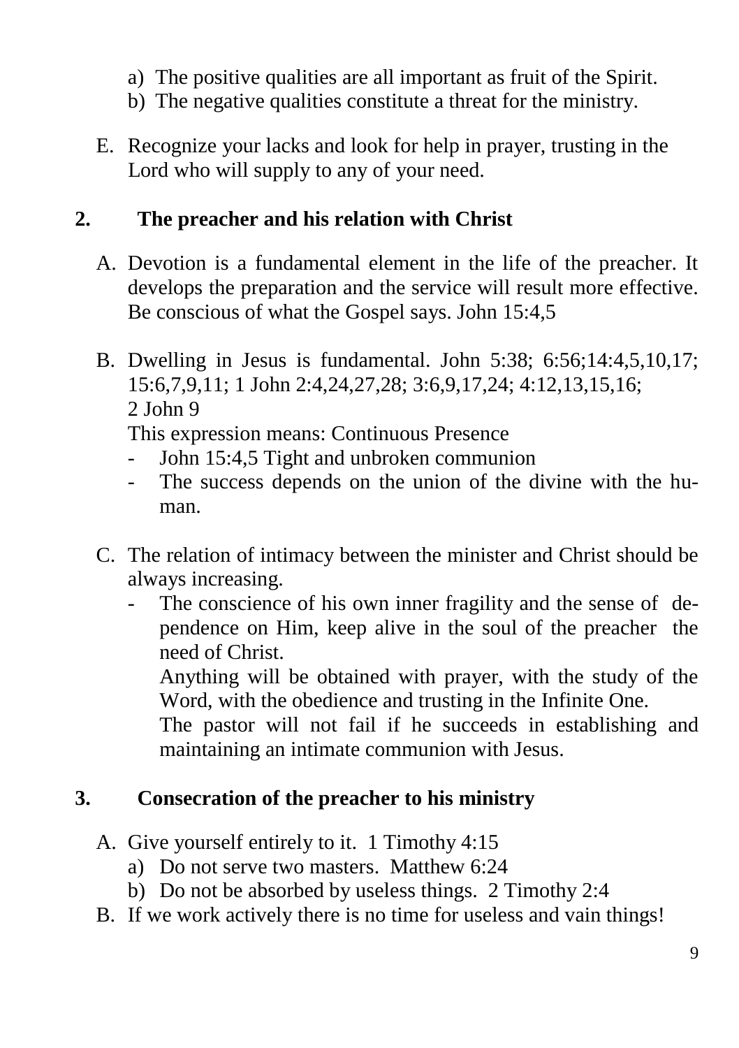a) The positive qualities are all important as fruit of the Spirit.
b) The negative qualities constitute a threat for the ministry.

E. Recognize your lacks and look for help in prayer, trusting in the Lord who will supply to any of your need.

## 2. The preacher and his relation with Christ

A. Devotion is a fundamental element in the life of the preacher. It develops the preparation and the service will result more effective. Be conscious of what the Gospel says. John 15:4,5

B. Dwelling in Jesus is fundamental. John 5:38; 6:56;14:4,5,10,17; 15:6,7,9,11; 1 John 2:4,24,27,28; 3:6,9,17,24; 4:12,13,15,16; 2 John 9

This expression means: Continuous Presence

- John 15:4,5 Tight and unbroken communion
- The success depends on the union of the divine with the human.

C. The relation of intimacy between the minister and Christ should be always increasing.

- The conscience of his own inner fragility and the sense of dependence on Him, keep alive in the soul of the preacher the need of Christ.

  Anything will be obtained with prayer, with the study of the Word, with the obedience and trusting in the Infinite One.

  The pastor will not fail if he succeeds in establishing and maintaining an intimate communion with Jesus.

## 3. Consecration of the preacher to his ministry

A. Give yourself entirely to it. 1 Timothy 4:15
   a) Do not serve two masters. Matthew 6:24
   b) Do not be absorbed by useless things. 2 Timothy 2:4

B. If we work actively there is no time for useless and vain things!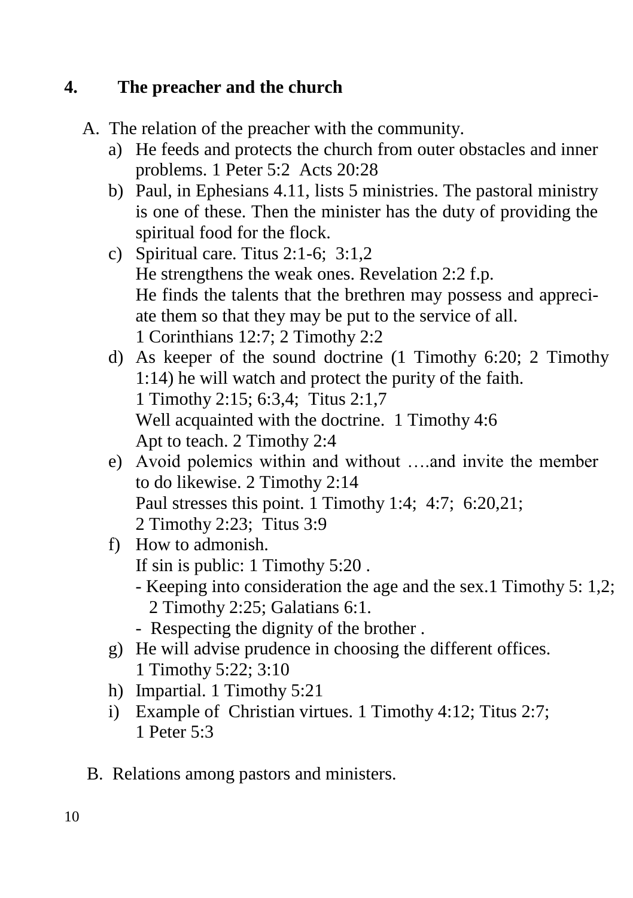## 4. The preacher and the church

A. The relation of the preacher with the community.

a) He feeds and protects the church from outer obstacles and inner problems. 1 Peter 5:2 Acts 20:28

b) Paul, in Ephesians 4.11, lists 5 ministries. The pastoral ministry is one of these. Then the minister has the duty of providing the spiritual food for the flock.

c) Spiritual care. Titus 2:1-6; 3:1,2
He strengthens the weak ones. Revelation 2:2 f.p.
He finds the talents that the brethren may possess and appreciate them so that they may be put to the service of all.
1 Corinthians 12:7; 2 Timothy 2:2

d) As keeper of the sound doctrine (1 Timothy 6:20; 2 Timothy 1:14) he will watch and protect the purity of the faith.
1 Timothy 2:15; 6:3,4; Titus 2:1,7
Well acquainted with the doctrine. 1 Timothy 4:6
Apt to teach. 2 Timothy 2:4

e) Avoid polemics within and without ….and invite the member to do likewise. 2 Timothy 2:14
Paul stresses this point. 1 Timothy 1:4; 4:7; 6:20,21;
2 Timothy 2:23; Titus 3:9

f) How to admonish.
If sin is public: 1 Timothy 5:20 .
- Keeping into consideration the age and the sex.1 Timothy 5: 1,2; 2 Timothy 2:25; Galatians 6:1.
- Respecting the dignity of the brother .

g) He will advise prudence in choosing the different offices.
1 Timothy 5:22; 3:10

h) Impartial. 1 Timothy 5:21

i) Example of Christian virtues. 1 Timothy 4:12; Titus 2:7;
1 Peter 5:3

B. Relations among pastors and ministers.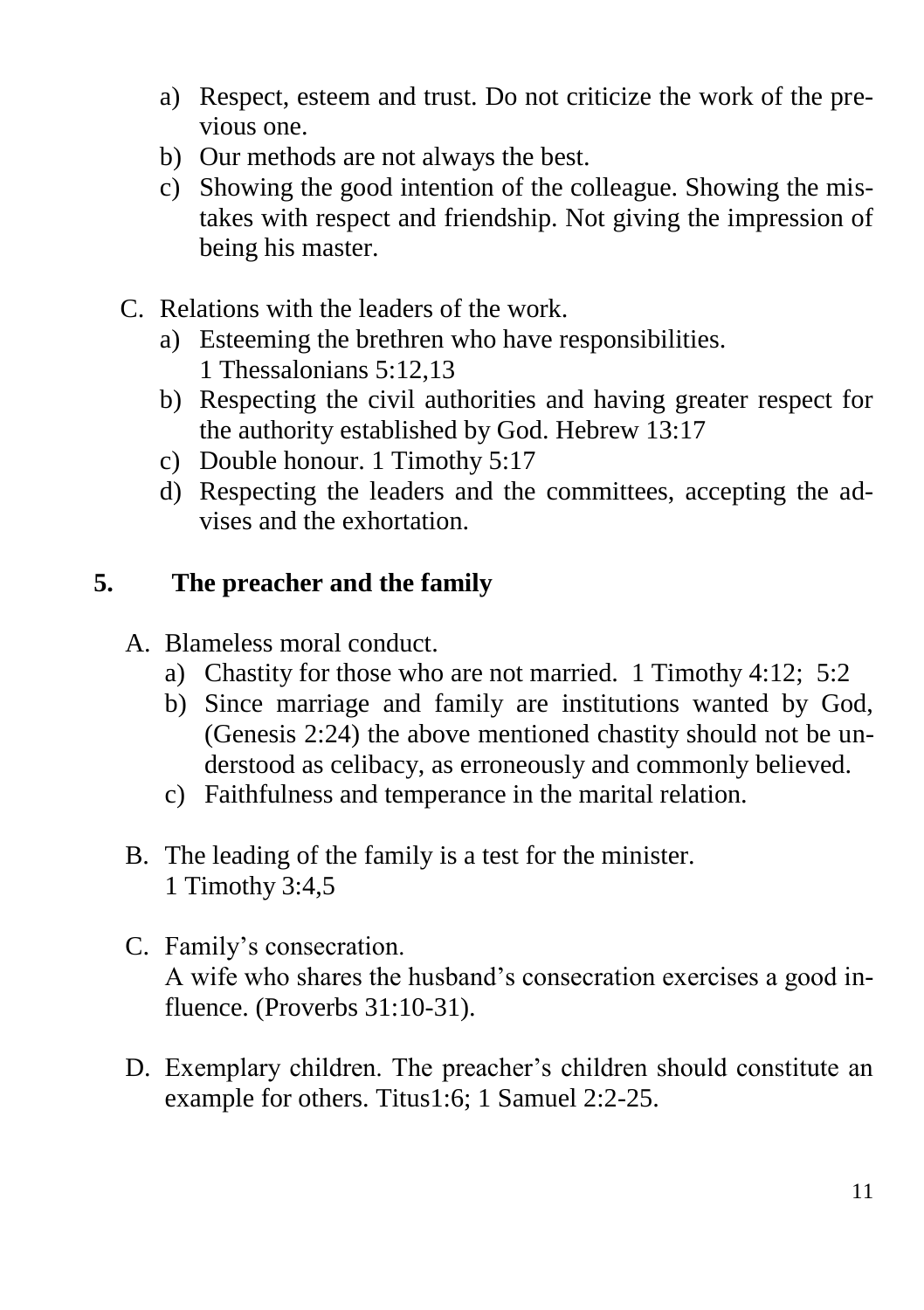a) Respect, esteem and trust. Do not criticize the work of the previous one.
b) Our methods are not always the best.
c) Showing the good intention of the colleague. Showing the mistakes with respect and friendship. Not giving the impression of being his master.

C. Relations with the leaders of the work.

a) Esteeming the brethren who have responsibilities. 1 Thessalonians 5:12,13
b) Respecting the civil authorities and having greater respect for the authority established by God. Hebrew 13:17
c) Double honour. 1 Timothy 5:17
d) Respecting the leaders and the committees, accepting the advises and the exhortation.

## 5. The preacher and the family

A. Blameless moral conduct.

a) Chastity for those who are not married. 1 Timothy 4:12; 5:2
b) Since marriage and family are institutions wanted by God, (Genesis 2:24) the above mentioned chastity should not be understood as celibacy, as erroneously and commonly believed.
c) Faithfulness and temperance in the marital relation.

B. The leading of the family is a test for the minister. 1 Timothy 3:4,5

C. Family's consecration.
A wife who shares the husband's consecration exercises a good influence. (Proverbs 31:10-31).

D. Exemplary children. The preacher's children should constitute an example for others. Titus1:6; 1 Samuel 2:2-25.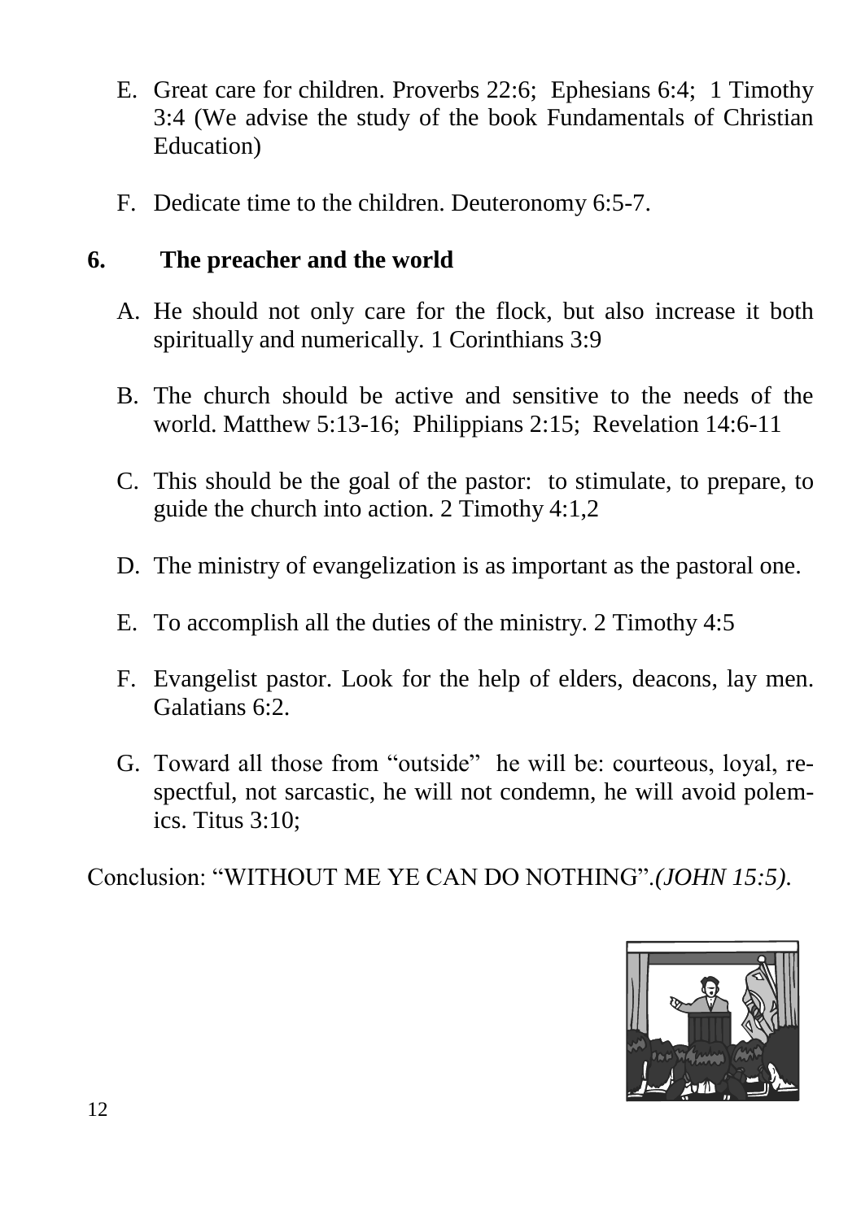E. Great care for children. Proverbs 22:6; Ephesians 6:4; 1 Timothy 3:4 (We advise the study of the book Fundamentals of Christian Education)

F. Dedicate time to the children. Deuteronomy 6:5-7.

## 6. The preacher and the world

A. He should not only care for the flock, but also increase it both spiritually and numerically. 1 Corinthians 3:9

B. The church should be active and sensitive to the needs of the world. Matthew 5:13-16; Philippians 2:15; Revelation 14:6-11

C. This should be the goal of the pastor: to stimulate, to prepare, to guide the church into action. 2 Timothy 4:1,2

D. The ministry of evangelization is as important as the pastoral one.

E. To accomplish all the duties of the ministry. 2 Timothy 4:5

F. Evangelist pastor. Look for the help of elders, deacons, lay men. Galatians 6:2.

G. Toward all those from "outside" he will be: courteous, loyal, respectful, not sarcastic, he will not condemn, he will avoid polemics. Titus 3:10;

Conclusion: "WITHOUT ME YE CAN DO NOTHING".*(JOHN 15:5)*.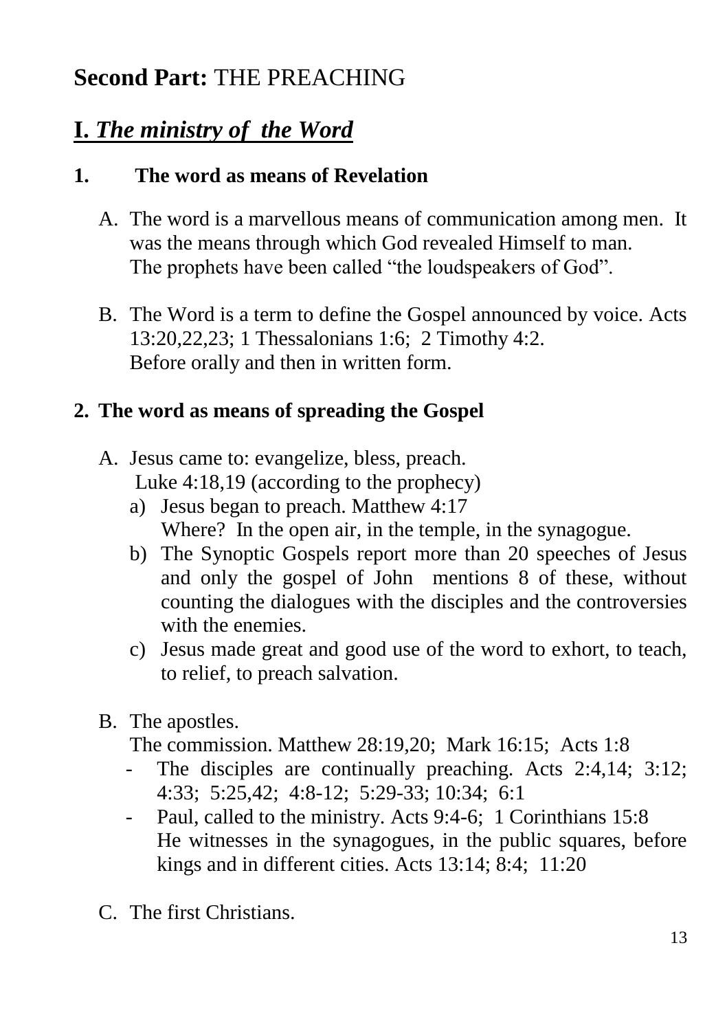## **Second Part:** THE PREACHING

## **I.** ***The ministry of the Word***

### **1. The word as means of Revelation**

A. The word is a marvellous means of communication among men. It was the means through which God revealed Himself to man.
The prophets have been called "the loudspeakers of God".

B. The Word is a term to define the Gospel announced by voice. Acts 13:20,22,23; 1 Thessalonians 1:6; 2 Timothy 4:2.
Before orally and then in written form.

### **2. The word as means of spreading the Gospel**

A. Jesus came to: evangelize, bless, preach.
Luke 4:18,19 (according to the prophecy)
   a) Jesus began to preach. Matthew 4:17
      Where? In the open air, in the temple, in the synagogue.
   b) The Synoptic Gospels report more than 20 speeches of Jesus and only the gospel of John mentions 8 of these, without counting the dialogues with the disciples and the controversies with the enemies.
   c) Jesus made great and good use of the word to exhort, to teach, to relief, to preach salvation.

B. The apostles.
The commission. Matthew 28:19,20; Mark 16:15; Acts 1:8
   - The disciples are continually preaching. Acts 2:4,14; 3:12; 4:33; 5:25,42; 4:8-12; 5:29-33; 10:34; 6:1
   - Paul, called to the ministry. Acts 9:4-6; 1 Corinthians 15:8
     He witnesses in the synagogues, in the public squares, before kings and in different cities. Acts 13:14; 8:4; 11:20

C. The first Christians.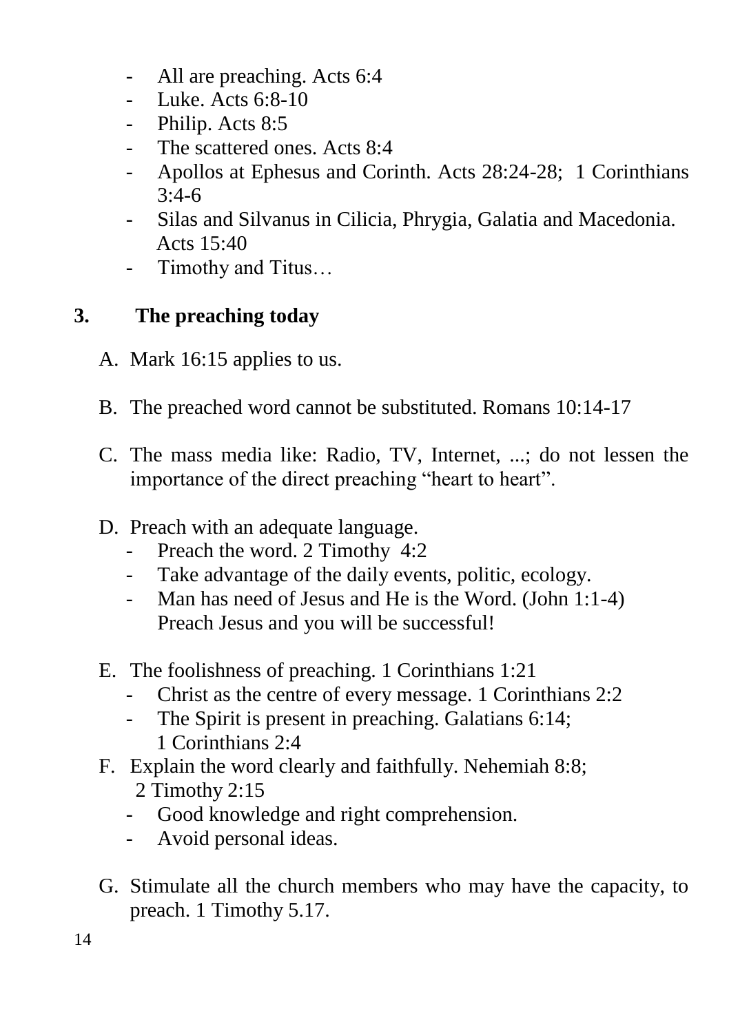- All are preaching. Acts 6:4
- Luke. Acts 6:8-10
- Philip. Acts 8:5
- The scattered ones. Acts 8:4
- Apollos at Ephesus and Corinth. Acts 28:24-28; 1 Corinthians 3:4-6
- Silas and Silvanus in Cilicia, Phrygia, Galatia and Macedonia. Acts 15:40
- Timothy and Titus…

## 3. The preaching today

A. Mark 16:15 applies to us.

B. The preached word cannot be substituted. Romans 10:14-17

C. The mass media like: Radio, TV, Internet, ...; do not lessen the importance of the direct preaching “heart to heart”.

D. Preach with an adequate language.
   - Preach the word. 2 Timothy 4:2
   - Take advantage of the daily events, politic, ecology.
   - Man has need of Jesus and He is the Word. (John 1:1-4) Preach Jesus and you will be successful!

E. The foolishness of preaching. 1 Corinthians 1:21
   - Christ as the centre of every message. 1 Corinthians 2:2
   - The Spirit is present in preaching. Galatians 6:14; 1 Corinthians 2:4

F. Explain the word clearly and faithfully. Nehemiah 8:8; 2 Timothy 2:15
   - Good knowledge and right comprehension.
   - Avoid personal ideas.

G. Stimulate all the church members who may have the capacity, to preach. 1 Timothy 5.17.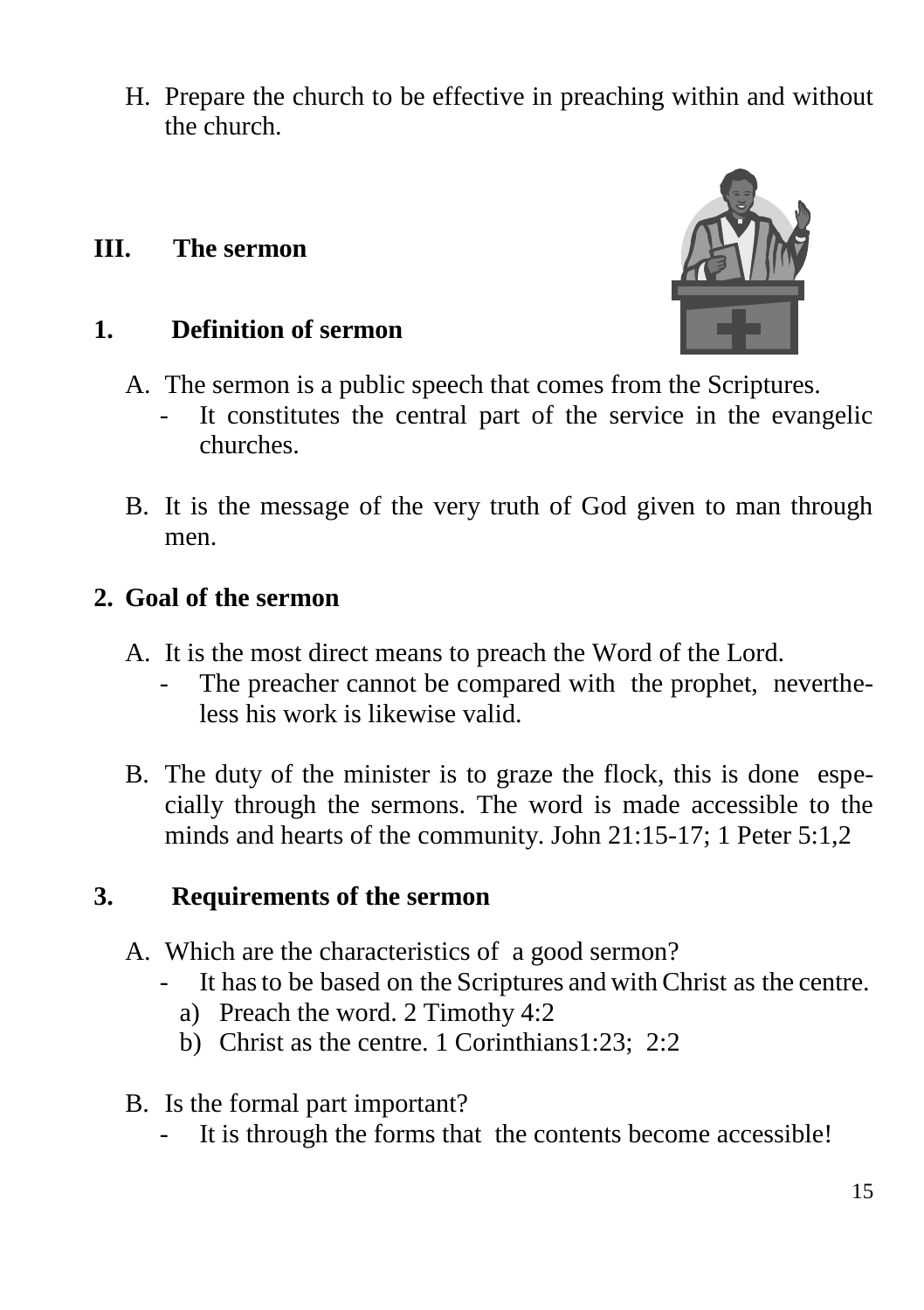H. Prepare the church to be effective in preaching within and without the church.

## III. The sermon

### 1. Definition of sermon

A. The sermon is a public speech that comes from the Scriptures.
   - It constitutes the central part of the service in the evangelic churches.

B. It is the message of the very truth of God given to man through men.

### 2. Goal of the sermon

A. It is the most direct means to preach the Word of the Lord.
   - The preacher cannot be compared with the prophet, nevertheless his work is likewise valid.

B. The duty of the minister is to graze the flock, this is done especially through the sermons. The word is made accessible to the minds and hearts of the community. John 21:15-17; 1 Peter 5:1,2

### 3. Requirements of the sermon

A. Which are the characteristics of a good sermon?
   - It has to be based on the Scriptures and with Christ as the centre.
     a) Preach the word. 2 Timothy 4:2
     b) Christ as the centre. 1 Corinthians1:23; 2:2

B. Is the formal part important?
   - It is through the forms that the contents become accessible!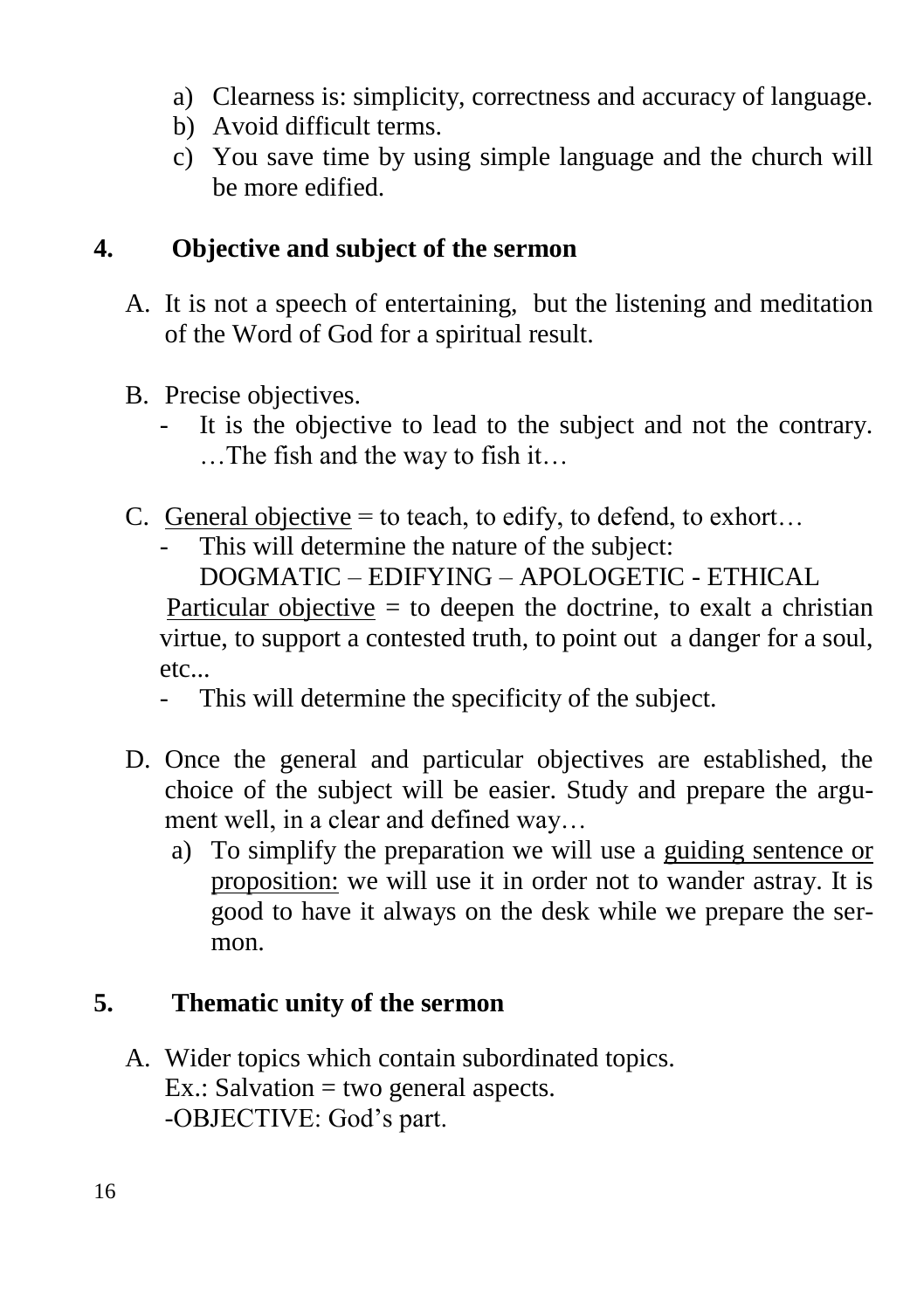a) Clearness is: simplicity, correctness and accuracy of language.
b) Avoid difficult terms.
c) You save time by using simple language and the church will be more edified.

## 4. Objective and subject of the sermon

A. It is not a speech of entertaining, but the listening and meditation of the Word of God for a spiritual result.

B. Precise objectives.
   - It is the objective to lead to the subject and not the contrary. …The fish and the way to fish it…

C. <u>General objective</u> = to teach, to edify, to defend, to exhort…
   - This will determine the nature of the subject:
     DOGMATIC – EDIFYING – APOLOGETIC - ETHICAL

   <u>Particular objective</u> = to deepen the doctrine, to exalt a christian virtue, to support a contested truth, to point out a danger for a soul, etc...
   - This will determine the specificity of the subject.

D. Once the general and particular objectives are established, the choice of the subject will be easier. Study and prepare the argument well, in a clear and defined way…
   a) To simplify the preparation we will use a <u>guiding sentence or proposition:</u> we will use it in order not to wander astray. It is good to have it always on the desk while we prepare the sermon.

## 5. Thematic unity of the sermon

A. Wider topics which contain subordinated topics.
   Ex.: Salvation = two general aspects.
   -OBJECTIVE: God's part.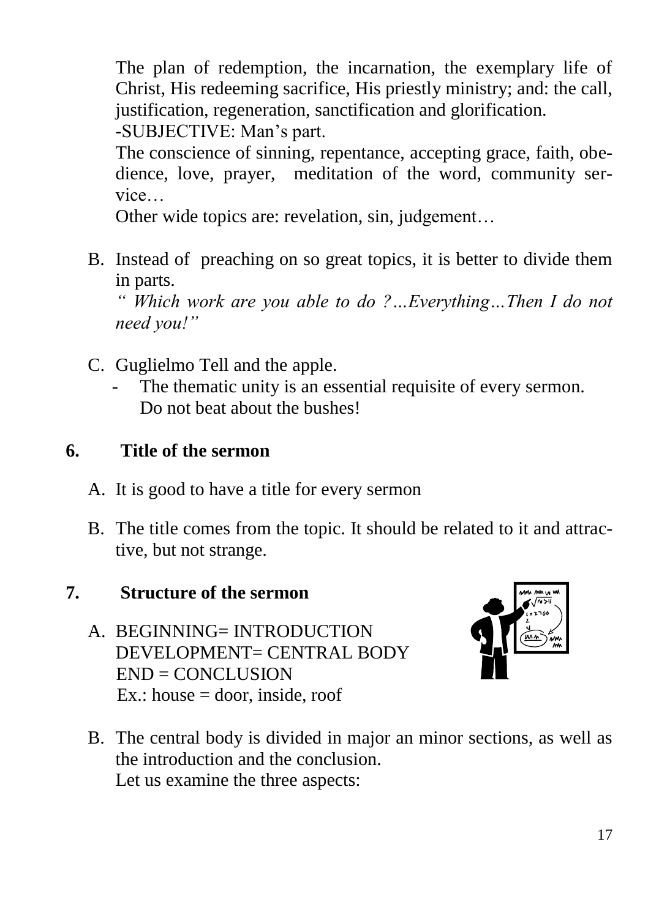The plan of redemption, the incarnation, the exemplary life of Christ, His redeeming sacrifice, His priestly ministry; and: the call, justification, regeneration, sanctification and glorification.
-SUBJECTIVE: Man's part.
The conscience of sinning, repentance, accepting grace, faith, obedience, love, prayer, meditation of the word, community service…
Other wide topics are: revelation, sin, judgement…

B. Instead of preaching on so great topics, it is better to divide them in parts.
*" Which work are you able to do ?…Everything…Then I do not need you!"*

C. Guglielmo Tell and the apple.
   - The thematic unity is an essential requisite of every sermon. Do not beat about the bushes!

## 6. Title of the sermon

A. It is good to have a title for every sermon

B. The title comes from the topic. It should be related to it and attractive, but not strange.

## 7. Structure of the sermon

A. BEGINNING= INTRODUCTION
   DEVELOPMENT= CENTRAL BODY
   END = CONCLUSION
   Ex.: house = door, inside, roof

B. The central body is divided in major an minor sections, as well as the introduction and the conclusion.
   Let us examine the three aspects: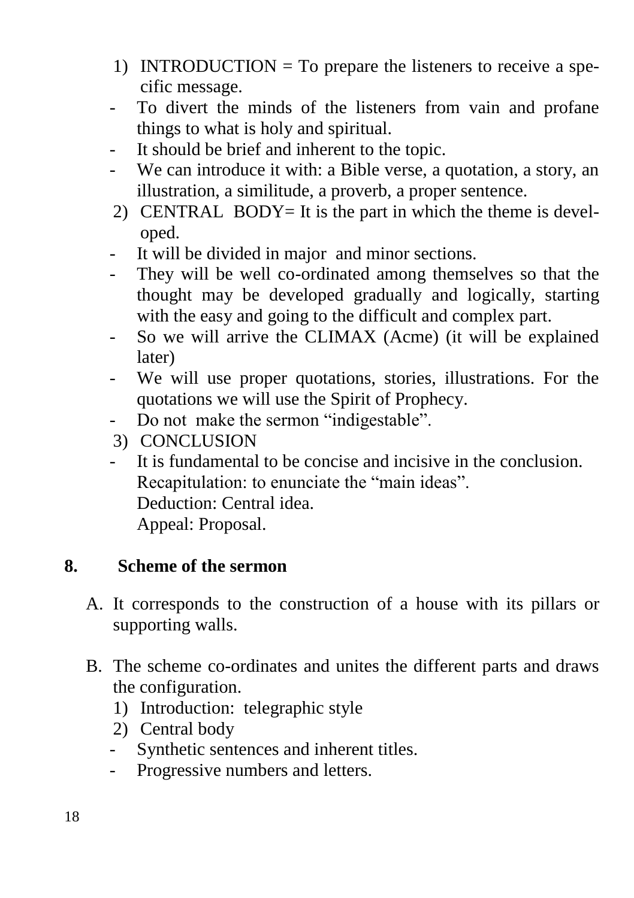1) INTRODUCTION = To prepare the listeners to receive a specific message.
   - To divert the minds of the listeners from vain and profane things to what is holy and spiritual.
   - It should be brief and inherent to the topic.
   - We can introduce it with: a Bible verse, a quotation, a story, an illustration, a similitude, a proverb, a proper sentence.
2) CENTRAL BODY= It is the part in which the theme is developed.
   - It will be divided in major and minor sections.
   - They will be well co-ordinated among themselves so that the thought may be developed gradually and logically, starting with the easy and going to the difficult and complex part.
   - So we will arrive the CLIMAX (Acme) (it will be explained later)
   - We will use proper quotations, stories, illustrations. For the quotations we will use the Spirit of Prophecy.
   - Do not make the sermon "indigestable".
3) CONCLUSION
   - It is fundamental to be concise and incisive in the conclusion.
     Recapitulation: to enunciate the "main ideas".
     Deduction: Central idea.
     Appeal: Proposal.

## 8. Scheme of the sermon

A. It corresponds to the construction of a house with its pillars or supporting walls.

B. The scheme co-ordinates and unites the different parts and draws the configuration.
   1) Introduction: telegraphic style
   2) Central body
      - Synthetic sentences and inherent titles.
      - Progressive numbers and letters.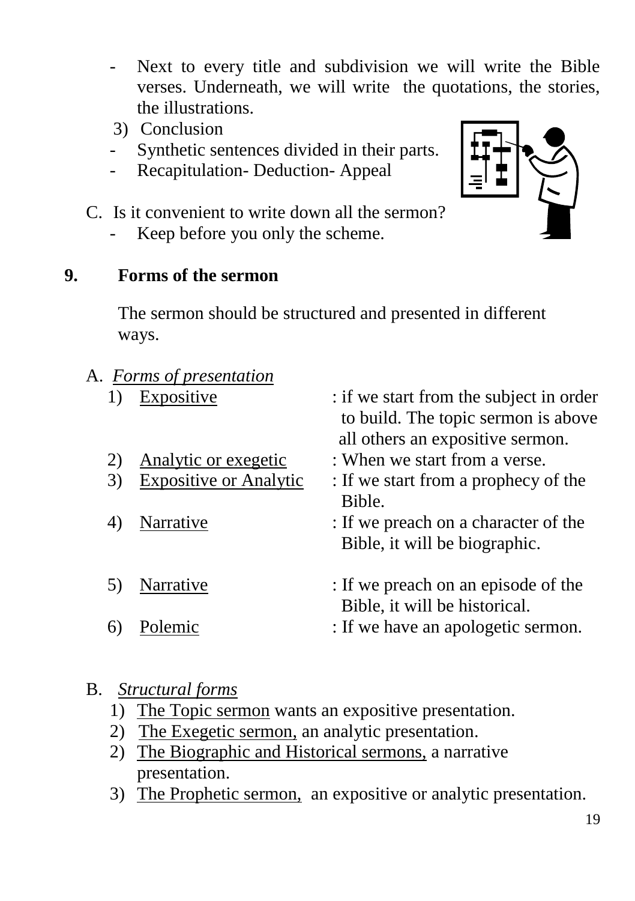- Next to every title and subdivision we will write the Bible verses. Underneath, we will write the quotations, the stories, the illustrations.

3) Conclusion

- Synthetic sentences divided in their parts.
- Recapitulation- Deduction- Appeal

C. Is it convenient to write down all the sermon?

- Keep before you only the scheme.

## 9. Forms of the sermon

The sermon should be structured and presented in different ways.

A. *Forms of presentation*

1) Expositive : if we start from the subject in order to build. The topic sermon is above all others an expositive sermon.
2) Analytic or exegetic : When we start from a verse.
3) Expositive or Analytic : If we start from a prophecy of the Bible.
4) Narrative : If we preach on a character of the Bible, it will be biographic.
5) Narrative : If we preach on an episode of the Bible, it will be historical.
6) Polemic : If we have an apologetic sermon.

B. *Structural forms*

1) The Topic sermon wants an expositive presentation.
2) The Exegetic sermon, an analytic presentation.
2) The Biographic and Historical sermons, a narrative presentation.
3) The Prophetic sermon, an expositive or analytic presentation.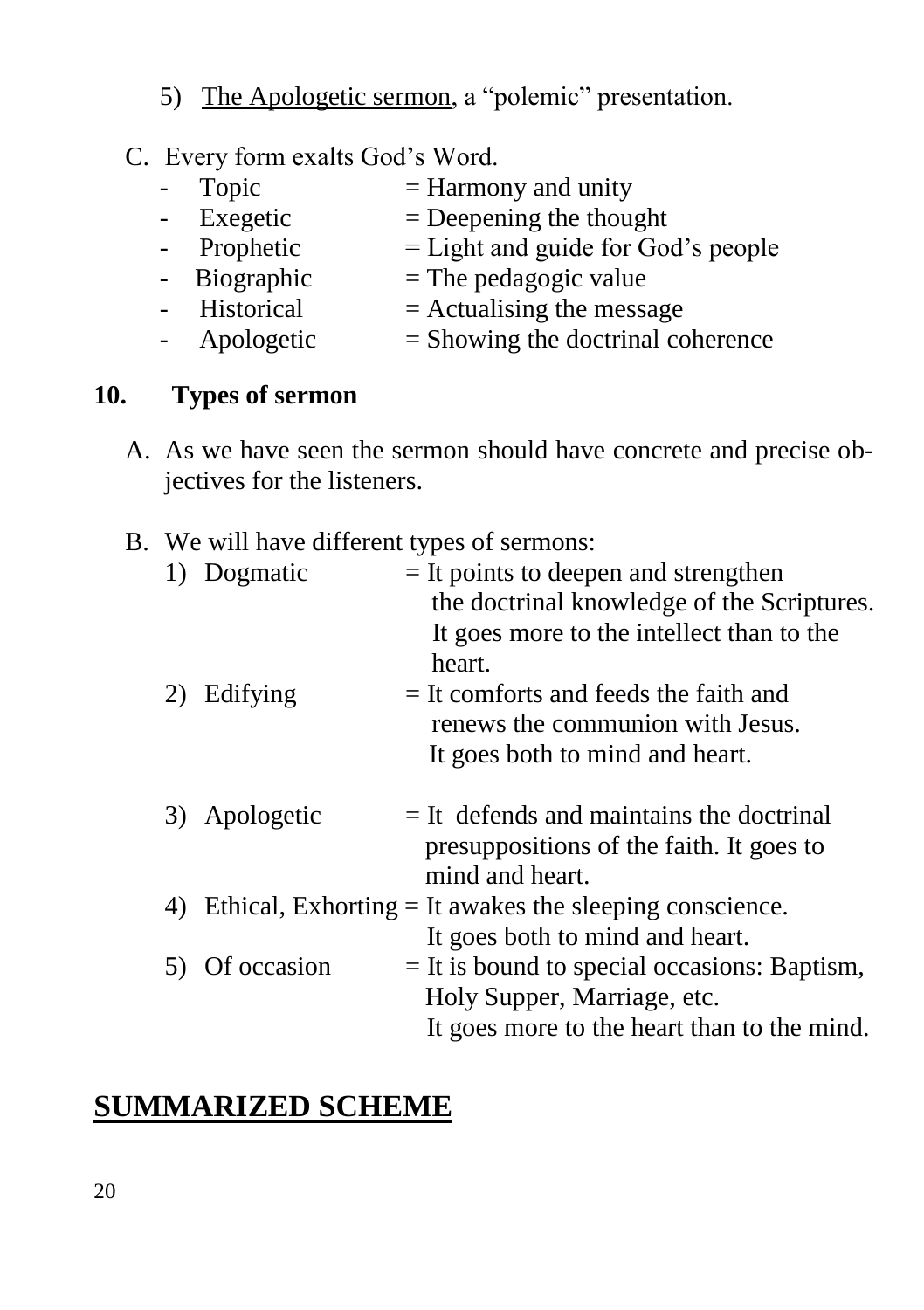5) <u>The Apologetic sermon</u>, a "polemic" presentation.

C. Every form exalts God's Word.
   - Topic = Harmony and unity
   - Exegetic = Deepening the thought
   - Prophetic = Light and guide for God's people
   - Biographic = The pedagogic value
   - Historical = Actualising the message
   - Apologetic = Showing the doctrinal coherence

## 10. Types of sermon

A. As we have seen the sermon should have concrete and precise objectives for the listeners.

B. We will have different types of sermons:
   1) Dogmatic = It points to deepen and strengthen the doctrinal knowledge of the Scriptures. It goes more to the intellect than to the heart.
   2) Edifying = It comforts and feeds the faith and renews the communion with Jesus. It goes both to mind and heart.
   3) Apologetic = It defends and maintains the doctrinal presuppositions of the faith. It goes to mind and heart.
   4) Ethical, Exhorting = It awakes the sleeping conscience. It goes both to mind and heart.
   5) Of occasion = It is bound to special occasions: Baptism, Holy Supper, Marriage, etc. It goes more to the heart than to the mind.

# <u>SUMMARIZED SCHEME</u>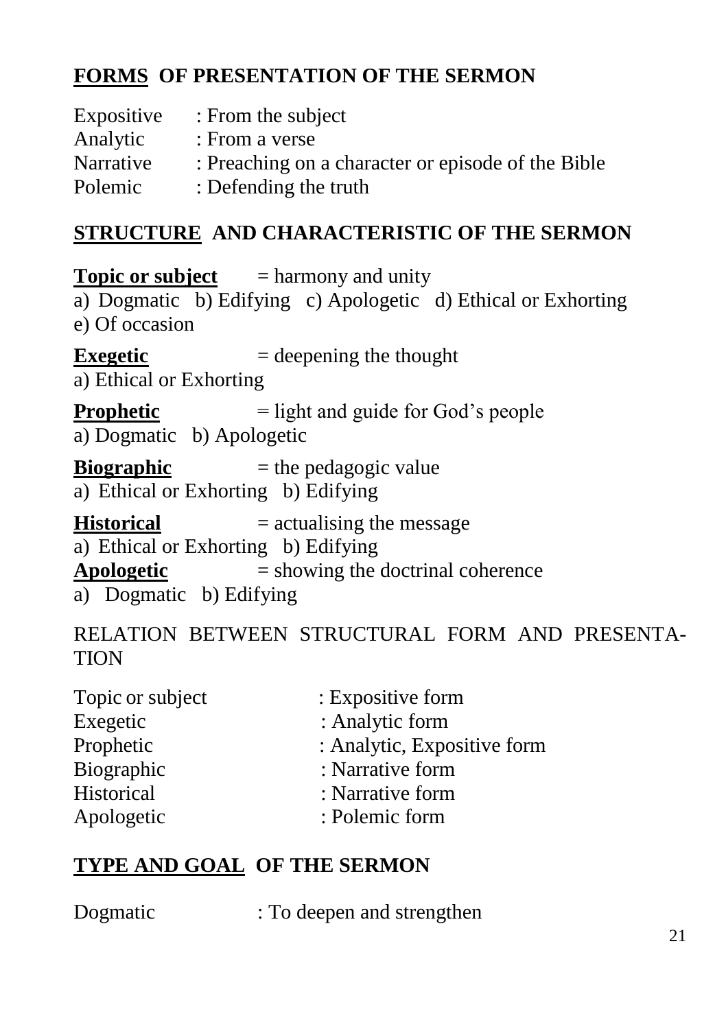## FORMS OF PRESENTATION OF THE SERMON

| | |
|---|---|
| Expositive | : From the subject |
| Analytic | : From a verse |
| Narrative | : Preaching on a character or episode of the Bible |
| Polemic | : Defending the truth |

## STRUCTURE AND CHARACTERISTIC OF THE SERMON

**Topic or subject** = harmony and unity
a) Dogmatic b) Edifying c) Apologetic d) Ethical or Exhorting
e) Of occasion

**Exegetic** = deepening the thought
a) Ethical or Exhorting

**Prophetic** = light and guide for God's people
a) Dogmatic b) Apologetic

**Biographic** = the pedagogic value
a) Ethical or Exhorting b) Edifying

**Historical** = actualising the message
a) Ethical or Exhorting b) Edifying

**Apologetic** = showing the doctrinal coherence
a) Dogmatic b) Edifying

RELATION BETWEEN STRUCTURAL FORM AND PRESENTATION

| | |
|---|---|
| Topic or subject | : Expositive form |
| Exegetic | : Analytic form |
| Prophetic | : Analytic, Expositive form |
| Biographic | : Narrative form |
| Historical | : Narrative form |
| Apologetic | : Polemic form |

## TYPE AND GOAL OF THE SERMON

Dogmatic : To deepen and strengthen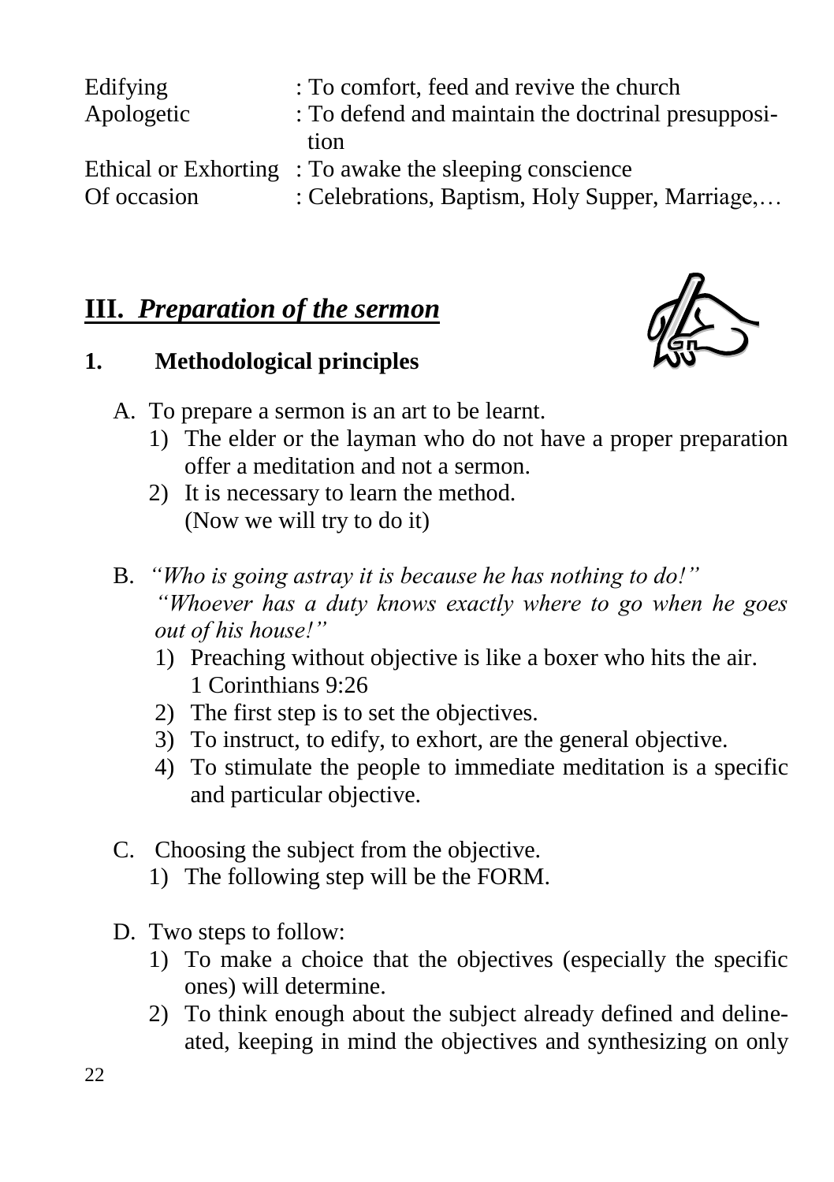| | |
|---|---|
| Edifying | : To comfort, feed and revive the church |
| Apologetic | : To defend and maintain the doctrinal presupposition |
| Ethical or Exhorting | : To awake the sleeping conscience |
| Of occasion | : Celebrations, Baptism, Holy Supper, Marriage,… |

## III. *Preparation of the sermon*

### 1. Methodological principles

A. To prepare a sermon is an art to be learnt.
   1) The elder or the layman who do not have a proper preparation offer a meditation and not a sermon.
   2) It is necessary to learn the method.
      (Now we will try to do it)

B. *"Who is going astray it is because he has nothing to do!"*
   *"Whoever has a duty knows exactly where to go when he goes out of his house!"*
   1) Preaching without objective is like a boxer who hits the air.
      1 Corinthians 9:26
   2) The first step is to set the objectives.
   3) To instruct, to edify, to exhort, are the general objective.
   4) To stimulate the people to immediate meditation is a specific and particular objective.

C. Choosing the subject from the objective.
   1) The following step will be the FORM.

D. Two steps to follow:
   1) To make a choice that the objectives (especially the specific ones) will determine.
   2) To think enough about the subject already defined and delineated, keeping in mind the objectives and synthesizing on only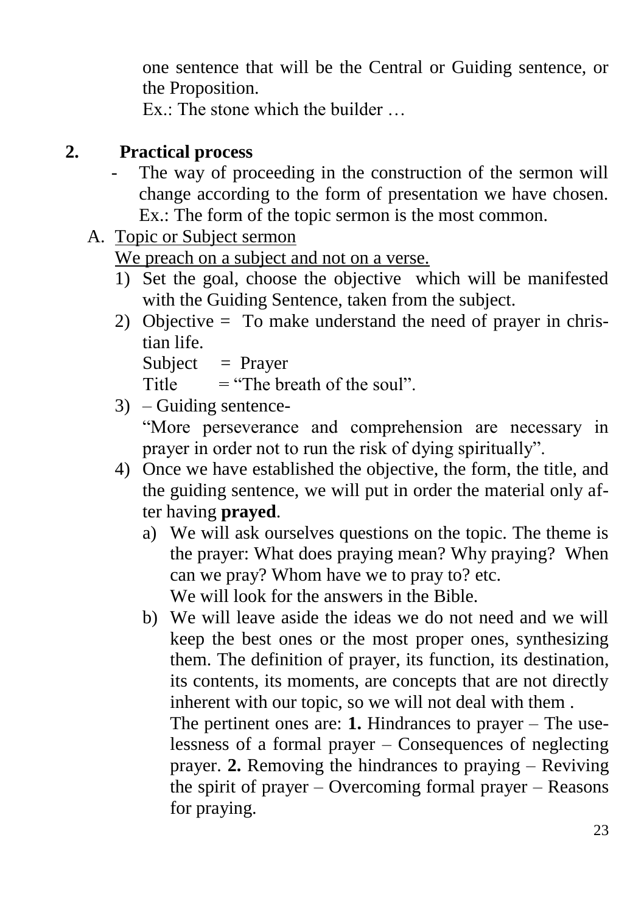one sentence that will be the Central or Guiding sentence, or the Proposition.

Ex.: The stone which the builder …

## 2. Practical process

- The way of proceeding in the construction of the sermon will change according to the form of presentation we have chosen. Ex.: The form of the topic sermon is the most common.

A. <u>Topic or Subject sermon</u>

<u>We preach on a subject and not on a verse.</u>

1) Set the goal, choose the objective which will be manifested with the Guiding Sentence, taken from the subject.
2) Objective = To make understand the need of prayer in christian life.
   Subject = Prayer
   Title = "The breath of the soul".
3) – Guiding sentence-
   "More perseverance and comprehension are necessary in prayer in order not to run the risk of dying spiritually".
4) Once we have established the objective, the form, the title, and the guiding sentence, we will put in order the material only after having **prayed**.
   a) We will ask ourselves questions on the topic. The theme is the prayer: What does praying mean? Why praying? When can we pray? Whom have we to pray to? etc.
      We will look for the answers in the Bible.
   b) We will leave aside the ideas we do not need and we will keep the best ones or the most proper ones, synthesizing them. The definition of prayer, its function, its destination, its contents, its moments, are concepts that are not directly inherent with our topic, so we will not deal with them .
      The pertinent ones are: **1.** Hindrances to prayer – The uselessness of a formal prayer – Consequences of neglecting prayer. **2.** Removing the hindrances to praying – Reviving the spirit of prayer – Overcoming formal prayer – Reasons for praying.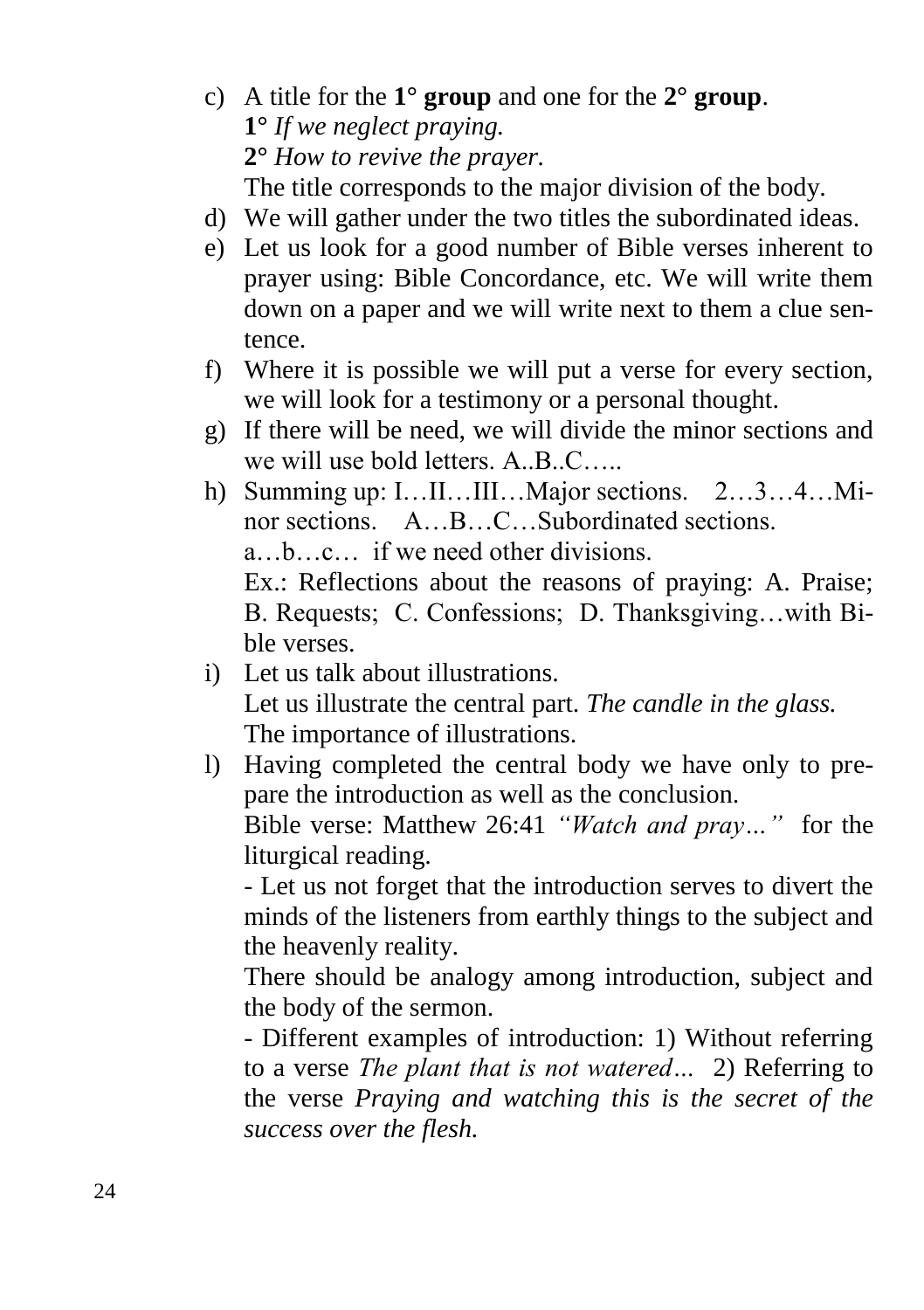c) A title for the **1° group** and one for the **2° group**.
   **1°** *If we neglect praying.*
   **2°** *How to revive the prayer.*
   The title corresponds to the major division of the body.
d) We will gather under the two titles the subordinated ideas.
e) Let us look for a good number of Bible verses inherent to prayer using: Bible Concordance, etc. We will write them down on a paper and we will write next to them a clue sentence.
f) Where it is possible we will put a verse for every section, we will look for a testimony or a personal thought.
g) If there will be need, we will divide the minor sections and we will use bold letters. A..B..C…..
h) Summing up: I…II…III…Major sections. 2…3…4…Minor sections. A…B…C…Subordinated sections.
   a…b…c… if we need other divisions.
   Ex.: Reflections about the reasons of praying: A. Praise; B. Requests; C. Confessions; D. Thanksgiving…with Bible verses.
i) Let us talk about illustrations.
   Let us illustrate the central part. *The candle in the glass.*
   The importance of illustrations.
l) Having completed the central body we have only to prepare the introduction as well as the conclusion.
   Bible verse: Matthew 26:41 *"Watch and pray…"* for the liturgical reading.
   - Let us not forget that the introduction serves to divert the minds of the listeners from earthly things to the subject and the heavenly reality.
   There should be analogy among introduction, subject and the body of the sermon.
   - Different examples of introduction: 1) Without referring to a verse *The plant that is not watered…* 2) Referring to the verse *Praying and watching this is the secret of the success over the flesh.*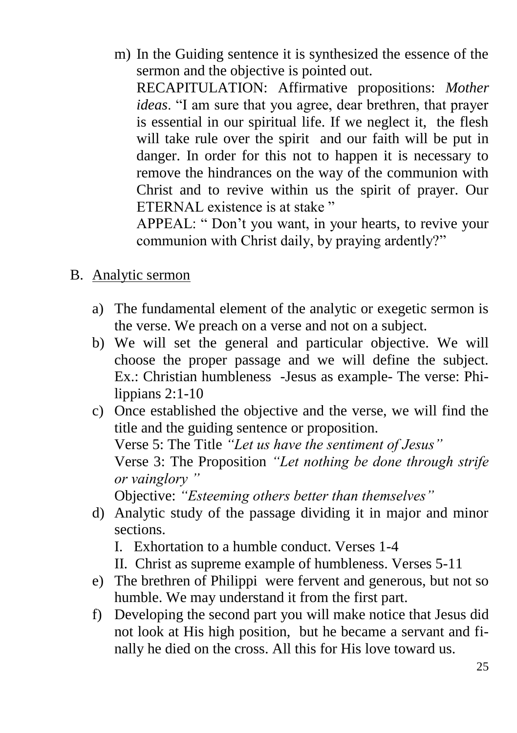m) In the Guiding sentence it is synthesized the essence of the sermon and the objective is pointed out.
   RECAPITULATION: Affirmative propositions: *Mother ideas*. "I am sure that you agree, dear brethren, that prayer is essential in our spiritual life. If we neglect it, the flesh will take rule over the spirit and our faith will be put in danger. In order for this not to happen it is necessary to remove the hindrances on the way of the communion with Christ and to revive within us the spirit of prayer. Our ETERNAL existence is at stake "
   APPEAL: " Don't you want, in your hearts, to revive your communion with Christ daily, by praying ardently?"

B. <u>Analytic sermon</u>

   a) The fundamental element of the analytic or exegetic sermon is the verse. We preach on a verse and not on a subject.
   b) We will set the general and particular objective. We will choose the proper passage and we will define the subject. Ex.: Christian humbleness -Jesus as example- The verse: Philippians 2:1-10
   c) Once established the objective and the verse, we will find the title and the guiding sentence or proposition.
      Verse 5: The Title *"Let us have the sentiment of Jesus"*
      Verse 3: The Proposition *"Let nothing be done through strife or vainglory "*
      Objective: *"Esteeming others better than themselves"*
   d) Analytic study of the passage dividing it in major and minor sections.
      I. Exhortation to a humble conduct. Verses 1-4
      II. Christ as supreme example of humbleness. Verses 5-11
   e) The brethren of Philippi were fervent and generous, but not so humble. We may understand it from the first part.
   f) Developing the second part you will make notice that Jesus did not look at His high position, but he became a servant and finally he died on the cross. All this for His love toward us.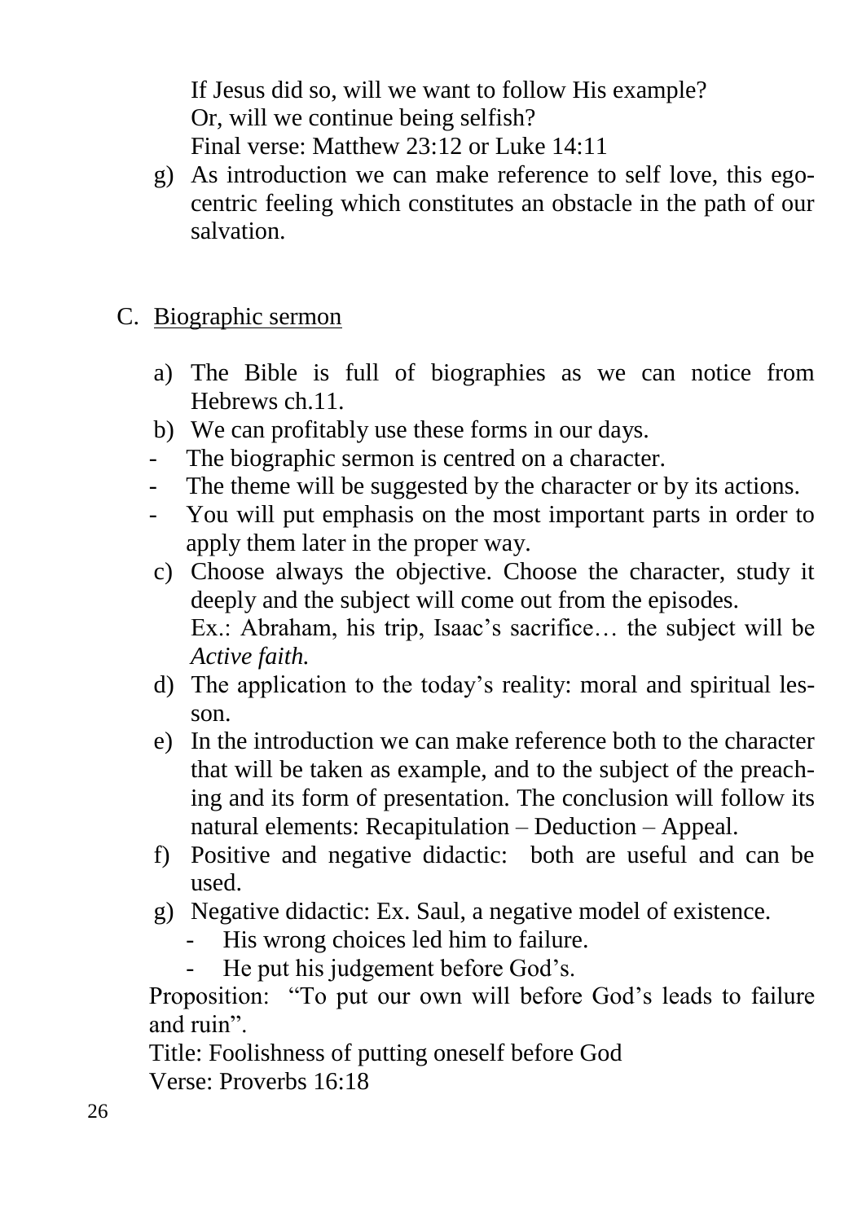If Jesus did so, will we want to follow His example?
Or, will we continue being selfish?
Final verse: Matthew 23:12 or Luke 14:11

g) As introduction we can make reference to self love, this ego-centric feeling which constitutes an obstacle in the path of our salvation.

C. <u>Biographic sermon</u>

a) The Bible is full of biographies as we can notice from Hebrews ch.11.
b) We can profitably use these forms in our days.
- The biographic sermon is centred on a character.
- The theme will be suggested by the character or by its actions.
- You will put emphasis on the most important parts in order to apply them later in the proper way.

c) Choose always the objective. Choose the character, study it deeply and the subject will come out from the episodes.
Ex.: Abraham, his trip, Isaac's sacrifice… the subject will be *Active faith.*
d) The application to the today's reality: moral and spiritual lesson.
e) In the introduction we can make reference both to the character that will be taken as example, and to the subject of the preaching and its form of presentation. The conclusion will follow its natural elements: Recapitulation – Deduction – Appeal.
f) Positive and negative didactic: both are useful and can be used.
g) Negative didactic: Ex. Saul, a negative model of existence.
   - His wrong choices led him to failure.
   - He put his judgement before God's.

Proposition: "To put our own will before God's leads to failure and ruin".
Title: Foolishness of putting oneself before God
Verse: Proverbs 16:18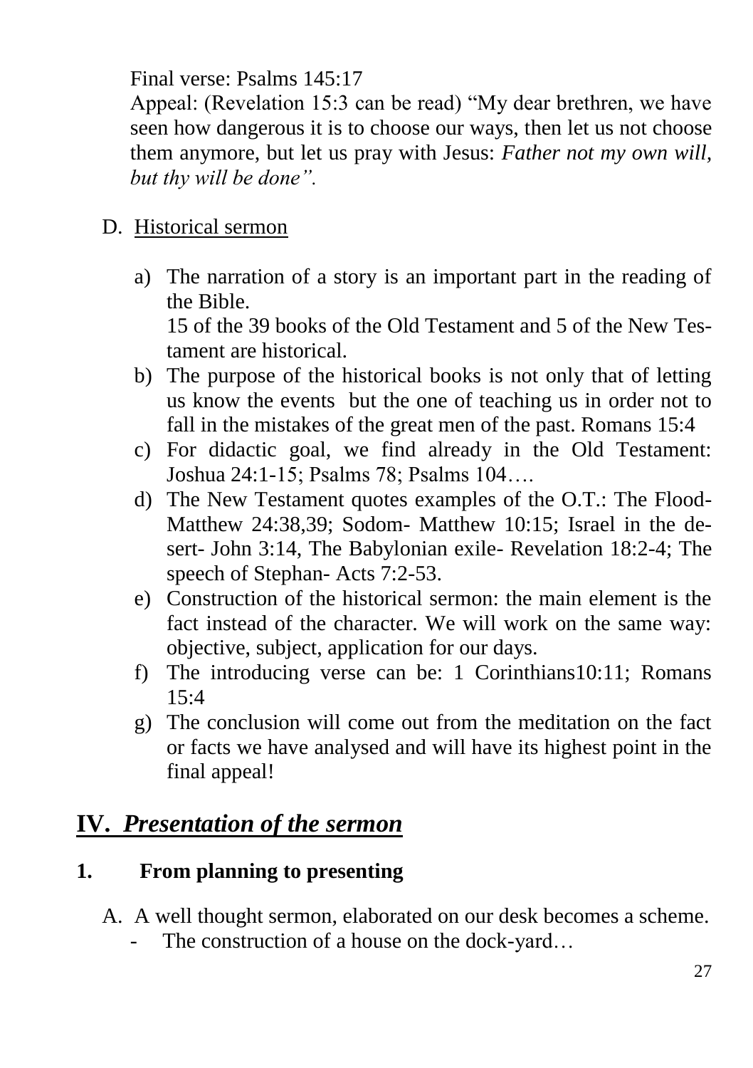Final verse: Psalms 145:17

Appeal: (Revelation 15:3 can be read) "My dear brethren, we have seen how dangerous it is to choose our ways, then let us not choose them anymore, but let us pray with Jesus: *Father not my own will, but thy will be done"*.

D. Historical sermon

a) The narration of a story is an important part in the reading of the Bible.
   15 of the 39 books of the Old Testament and 5 of the New Testament are historical.
b) The purpose of the historical books is not only that of letting us know the events but the one of teaching us in order not to fall in the mistakes of the great men of the past. Romans 15:4
c) For didactic goal, we find already in the Old Testament: Joshua 24:1-15; Psalms 78; Psalms 104….
d) The New Testament quotes examples of the O.T.: The Flood- Matthew 24:38,39; Sodom- Matthew 10:15; Israel in the desert- John 3:14, The Babylonian exile- Revelation 18:2-4; The speech of Stephan- Acts 7:2-53.
e) Construction of the historical sermon: the main element is the fact instead of the character. We will work on the same way: objective, subject, application for our days.
f) The introducing verse can be: 1 Corinthians10:11; Romans 15:4
g) The conclusion will come out from the meditation on the fact or facts we have analysed and will have its highest point in the final appeal!

# IV. *Presentation of the sermon*

## 1. From planning to presenting

A. A well thought sermon, elaborated on our desk becomes a scheme.
   - The construction of a house on the dock-yard…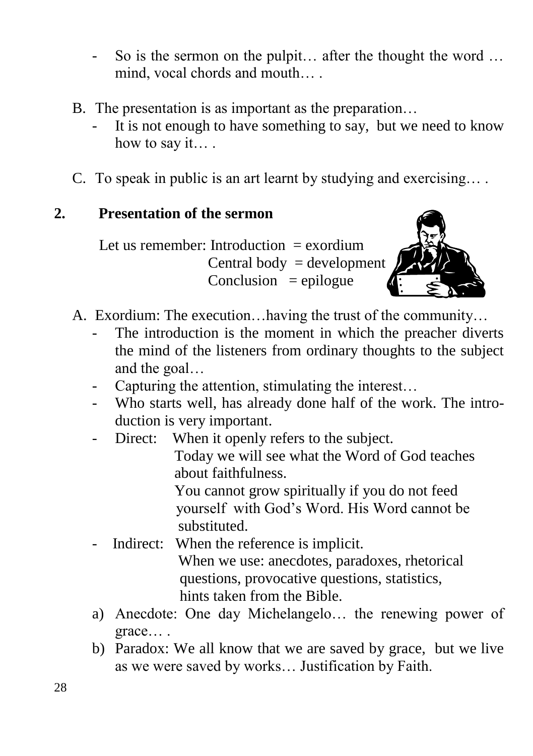- So is the sermon on the pulpit… after the thought the word … mind, vocal chords and mouth… .

B. The presentation is as important as the preparation…
   - It is not enough to have something to say, but we need to know how to say it… .

C. To speak in public is an art learnt by studying and exercising… .

## 2. Presentation of the sermon

Let us remember: Introduction = exordium
Central body = development
Conclusion = epilogue

A. Exordium: The execution…having the trust of the community…
   - The introduction is the moment in which the preacher diverts the mind of the listeners from ordinary thoughts to the subject and the goal…
   - Capturing the attention, stimulating the interest…
   - Who starts well, has already done half of the work. The introduction is very important.
   - Direct: When it openly refers to the subject.
     Today we will see what the Word of God teaches about faithfulness.
     You cannot grow spiritually if you do not feed yourself with God's Word. His Word cannot be substituted.
   - Indirect: When the reference is implicit.
     When we use: anecdotes, paradoxes, rhetorical questions, provocative questions, statistics, hints taken from the Bible.

   a) Anecdote: One day Michelangelo… the renewing power of grace… .
   b) Paradox: We all know that we are saved by grace, but we live as we were saved by works… Justification by Faith.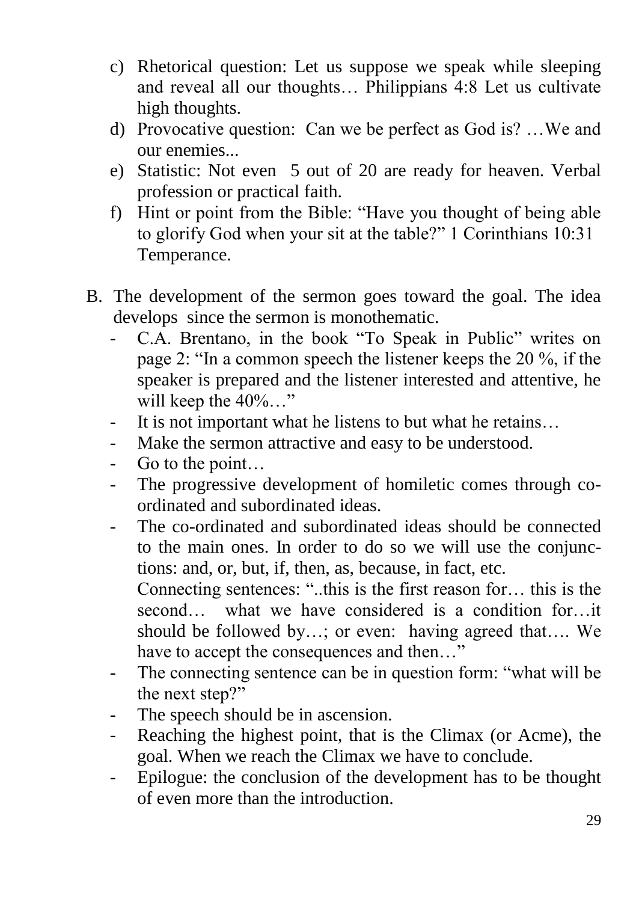c) Rhetorical question: Let us suppose we speak while sleeping and reveal all our thoughts… Philippians 4:8 Let us cultivate high thoughts.
d) Provocative question: Can we be perfect as God is? …We and our enemies...
e) Statistic: Not even 5 out of 20 are ready for heaven. Verbal profession or practical faith.
f) Hint or point from the Bible: "Have you thought of being able to glorify God when your sit at the table?" 1 Corinthians 10:31 Temperance.

B. The development of the sermon goes toward the goal. The idea develops since the sermon is monothematic.
   - C.A. Brentano, in the book "To Speak in Public" writes on page 2: "In a common speech the listener keeps the 20 %, if the speaker is prepared and the listener interested and attentive, he will keep the 40%…"
   - It is not important what he listens to but what he retains…
   - Make the sermon attractive and easy to be understood.
   - Go to the point…
   - The progressive development of homiletic comes through co-ordinated and subordinated ideas.
   - The co-ordinated and subordinated ideas should be connected to the main ones. In order to do so we will use the conjunctions: and, or, but, if, then, as, because, in fact, etc.
     Connecting sentences: "..this is the first reason for… this is the second… what we have considered is a condition for…it should be followed by…; or even: having agreed that…. We have to accept the consequences and then…"
   - The connecting sentence can be in question form: "what will be the next step?"
   - The speech should be in ascension.
   - Reaching the highest point, that is the Climax (or Acme), the goal. When we reach the Climax we have to conclude.
   - Epilogue: the conclusion of the development has to be thought of even more than the introduction.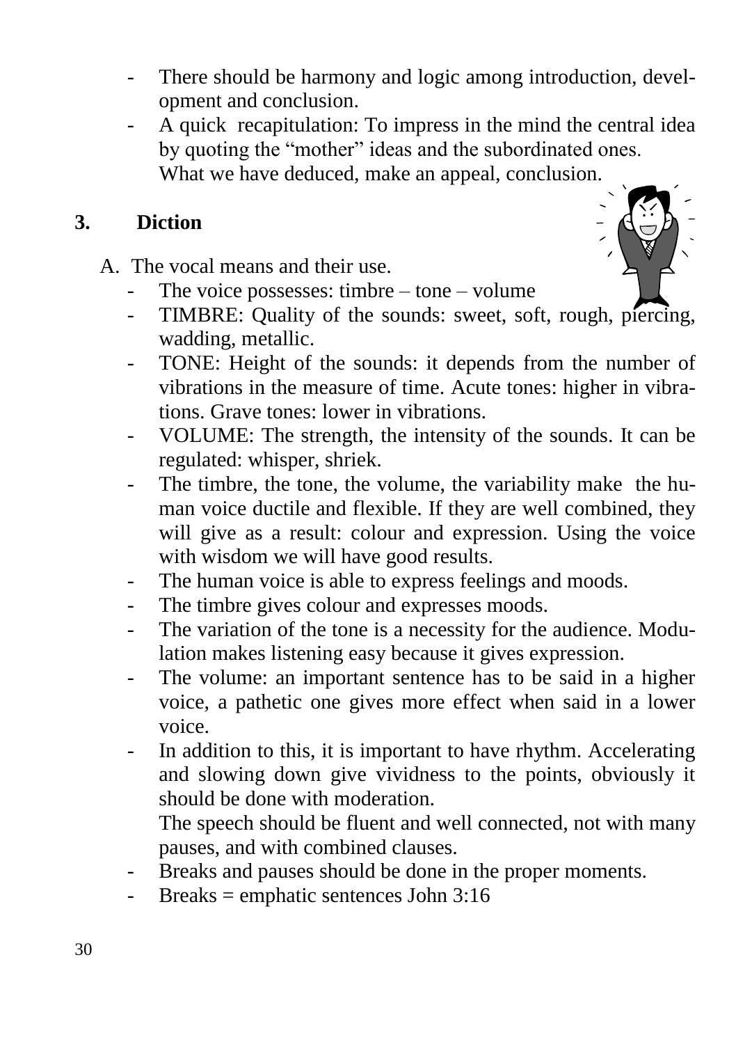- There should be harmony and logic among introduction, development and conclusion.
- A quick recapitulation: To impress in the mind the central idea by quoting the "mother" ideas and the subordinated ones. What we have deduced, make an appeal, conclusion.

## 3. Diction

A. The vocal means and their use.

- The voice possesses: timbre – tone – volume
- TIMBRE: Quality of the sounds: sweet, soft, rough, piercing, wadding, metallic.
- TONE: Height of the sounds: it depends from the number of vibrations in the measure of time. Acute tones: higher in vibrations. Grave tones: lower in vibrations.
- VOLUME: The strength, the intensity of the sounds. It can be regulated: whisper, shriek.
- The timbre, the tone, the volume, the variability make the human voice ductile and flexible. If they are well combined, they will give as a result: colour and expression. Using the voice with wisdom we will have good results.
- The human voice is able to express feelings and moods.
- The timbre gives colour and expresses moods.
- The variation of the tone is a necessity for the audience. Modulation makes listening easy because it gives expression.
- The volume: an important sentence has to be said in a higher voice, a pathetic one gives more effect when said in a lower voice.
- In addition to this, it is important to have rhythm. Accelerating and slowing down give vividness to the points, obviously it should be done with moderation.
  The speech should be fluent and well connected, not with many pauses, and with combined clauses.
- Breaks and pauses should be done in the proper moments.
- Breaks = emphatic sentences John 3:16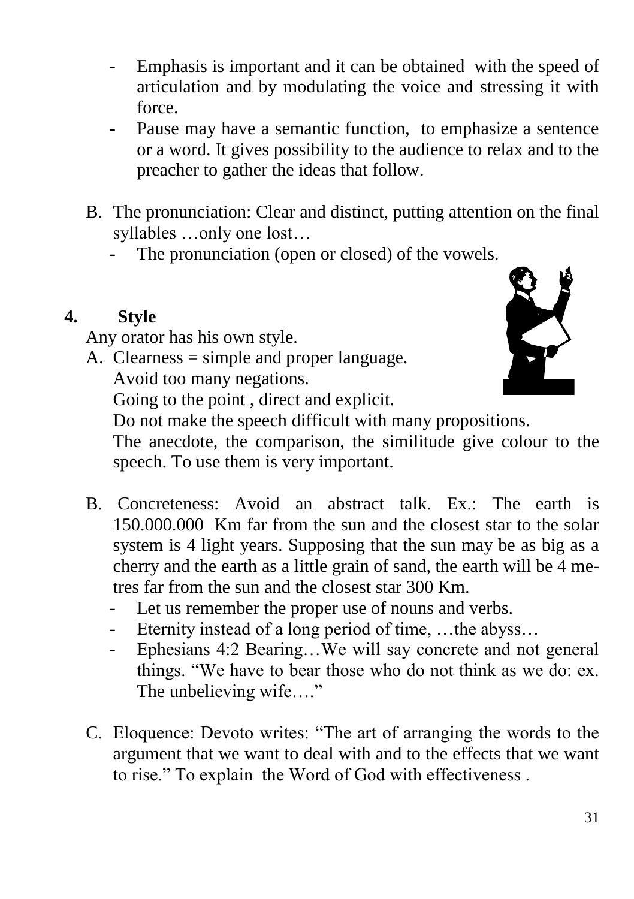- Emphasis is important and it can be obtained with the speed of articulation and by modulating the voice and stressing it with force.
- Pause may have a semantic function, to emphasize a sentence or a word. It gives possibility to the audience to relax and to the preacher to gather the ideas that follow.

B. The pronunciation: Clear and distinct, putting attention on the final syllables …only one lost…
   - The pronunciation (open or closed) of the vowels.

## 4. Style

Any orator has his own style.

A. Clearness = simple and proper language.
   Avoid too many negations.
   Going to the point , direct and explicit.
   Do not make the speech difficult with many propositions.
   The anecdote, the comparison, the similitude give colour to the speech. To use them is very important.

B. Concreteness: Avoid an abstract talk. Ex.: The earth is 150.000.000 Km far from the sun and the closest star to the solar system is 4 light years. Supposing that the sun may be as big as a cherry and the earth as a little grain of sand, the earth will be 4 metres far from the sun and the closest star 300 Km.
   - Let us remember the proper use of nouns and verbs.
   - Eternity instead of a long period of time, …the abyss…
   - Ephesians 4:2 Bearing…We will say concrete and not general things. "We have to bear those who do not think as we do: ex. The unbelieving wife…."

C. Eloquence: Devoto writes: "The art of arranging the words to the argument that we want to deal with and to the effects that we want to rise." To explain the Word of God with effectiveness .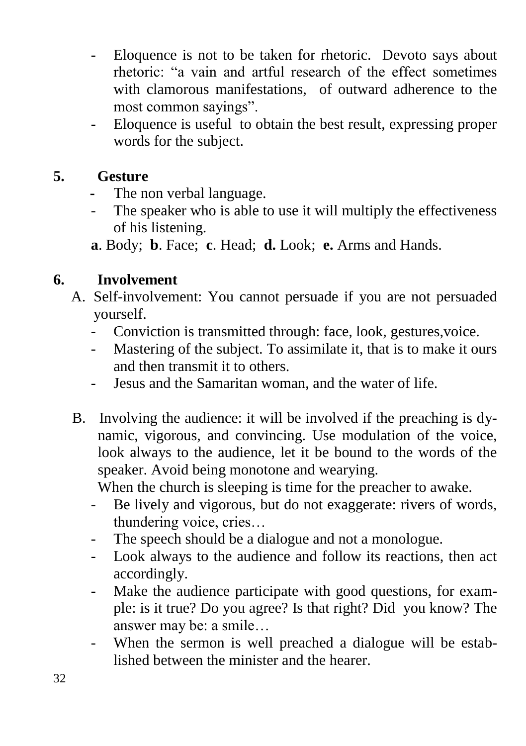- Eloquence is not to be taken for rhetoric. Devoto says about rhetoric: "a vain and artful research of the effect sometimes with clamorous manifestations, of outward adherence to the most common sayings".
- Eloquence is useful to obtain the best result, expressing proper words for the subject.

## 5. Gesture

- The non verbal language.
- The speaker who is able to use it will multiply the effectiveness of his listening.

**a**. Body; **b**. Face; **c**. Head; **d.** Look; **e.** Arms and Hands.

## 6. Involvement

A. Self-involvement: You cannot persuade if you are not persuaded yourself.
  - Conviction is transmitted through: face, look, gestures,voice.
  - Mastering of the subject. To assimilate it, that is to make it ours and then transmit it to others.
  - Jesus and the Samaritan woman, and the water of life.

B. Involving the audience: it will be involved if the preaching is dynamic, vigorous, and convincing. Use modulation of the voice, look always to the audience, let it be bound to the words of the speaker. Avoid being monotone and wearying.

  When the church is sleeping is time for the preacher to awake.
  - Be lively and vigorous, but do not exaggerate: rivers of words, thundering voice, cries…
  - The speech should be a dialogue and not a monologue.
  - Look always to the audience and follow its reactions, then act accordingly.
  - Make the audience participate with good questions, for example: is it true? Do you agree? Is that right? Did you know? The answer may be: a smile…
  - When the sermon is well preached a dialogue will be established between the minister and the hearer.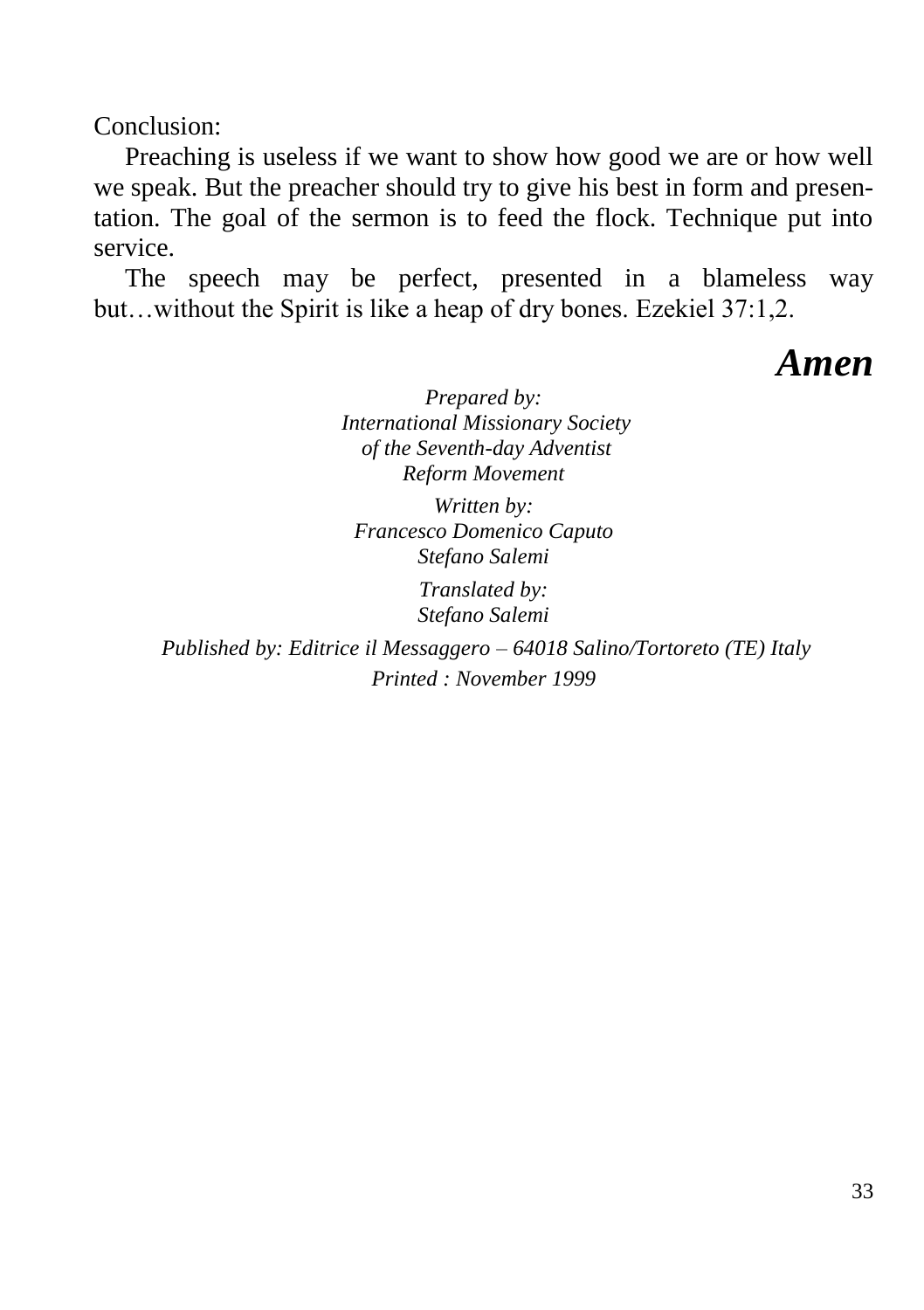Conclusion:

Preaching is useless if we want to show how good we are or how well we speak. But the preacher should try to give his best in form and presentation. The goal of the sermon is to feed the flock. Technique put into service.

The speech may be perfect, presented in a blameless way but…without the Spirit is like a heap of dry bones. Ezekiel 37:1,2.

***Amen***

*Prepared by:*
*International Missionary Society*
*of the Seventh-day Adventist*
*Reform Movement*

*Written by:*
*Francesco Domenico Caputo*
*Stefano Salemi*

*Translated by:*
*Stefano Salemi*

*Published by: Editrice il Messaggero – 64018 Salino/Tortoreto (TE) Italy*
*Printed : November 1999*